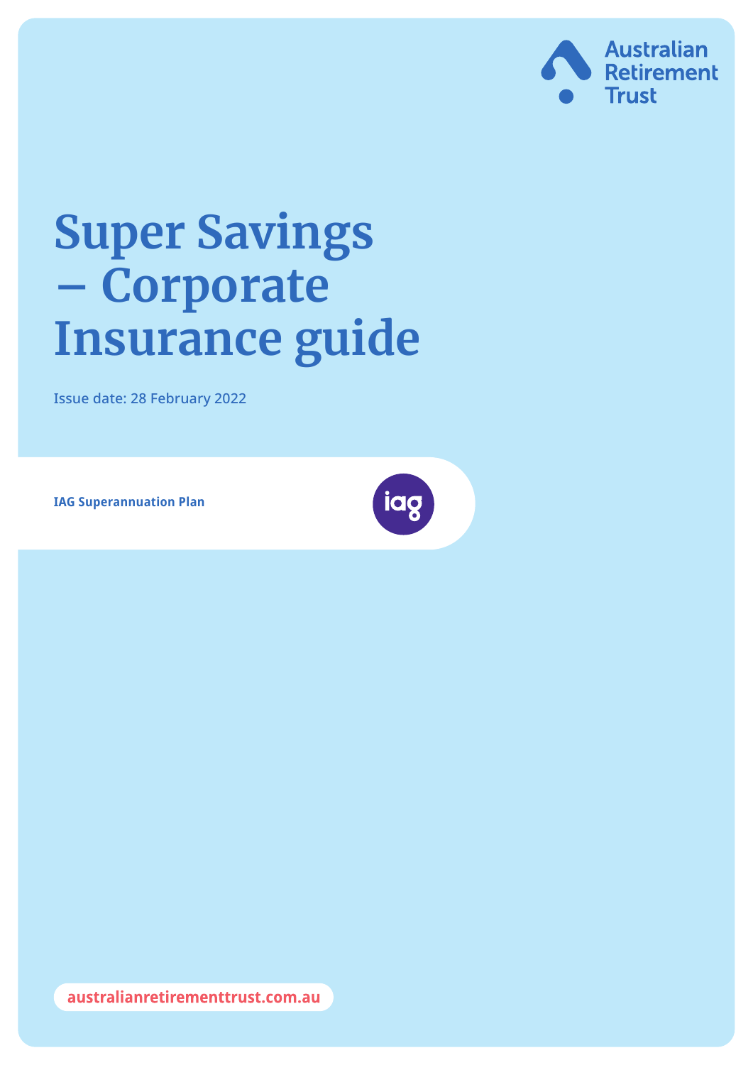Australian Retirement Trust

# Super Savings – Corporate Insurance guide

Issue date: 28 February 2022

**IAG Superannuation Plan**

iag

australianretirementtrust.com.au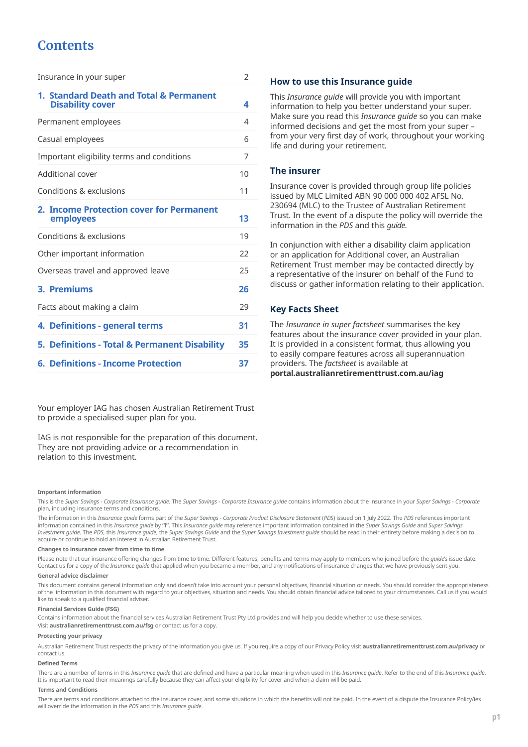# Contents

| | |
|---|---|
| Insurance in your super | 2 |
| **1. Standard Death and Total & Permanent Disability cover** | **4** |
| Permanent employees | 4 |
| Casual employees | 6 |
| Important eligibility terms and conditions | 7 |
| Additional cover | 10 |
| Conditions & exclusions | 11 |
| **2. Income Protection cover for Permanent employees** | **13** |
| Conditions & exclusions | 19 |
| Other important information | 22 |
| Overseas travel and approved leave | 25 |
| **3. Premiums** | **26** |
| Facts about making a claim | 29 |
| **4. Definitions - general terms** | **31** |
| **5. Definitions - Total & Permanent Disability** | **35** |
| **6. Definitions - Income Protection** | **37** |

Your employer IAG has chosen Australian Retirement Trust to provide a specialised super plan for you.

IAG is not responsible for the preparation of this document. They are not providing advice or a recommendation in relation to this investment.

## How to use this Insurance guide

This *Insurance guide* will provide you with important information to help you better understand your super. Make sure you read this *Insurance guide* so you can make informed decisions and get the most from your super – from your very first day of work, throughout your working life and during your retirement.

## The insurer

Insurance cover is provided through group life policies issued by MLC Limited ABN 90 000 000 402 AFSL No. 230694 (MLC) to the Trustee of Australian Retirement Trust. In the event of a dispute the policy will override the information in the *PDS* and this *guide*.

In conjunction with either a disability claim application or an application for Additional cover, an Australian Retirement Trust member may be contacted directly by a representative of the insurer on behalf of the Fund to discuss or gather information relating to their application.

## Key Facts Sheet

The *Insurance in super factsheet* summarises the key features about the insurance cover provided in your plan. It is provided in a consistent format, thus allowing you to easily compare features across all superannuation providers. The *factsheet* is available at **portal.australianretirementtrust.com.au/iag**

#### Important information

This is the *Super Savings - Corporate Insurance guide*. The *Super Savings - Corporate Insurance guide* contains information about the insurance in your *Super Savings - Corporate* plan, including insurance terms and conditions.

The information in this *Insurance guide* forms part of the *Super Savings - Corporate Product Disclosure Statement* (*PDS*) issued on 1 July 2022. The *PDS* references important information contained in this *Insurance guide* by "**i**". This *Insurance guide* may reference important information contained in the *Super Savings Guide* and *Super Savings Investment guide*. The *PDS*, this *Insurance guide*, the *Super Savings Guide* and the *Super Savings Investment guide* should be read in their entirety before making a decision to acquire or continue to hold an interest in Australian Retirement Trust.

#### Changes to insurance cover from time to time

Please note that our insurance offering changes from time to time. Different features, benefits and terms may apply to members who joined before the *guide*'s issue date. Contact us for a copy of the *Insurance guide* that applied when you became a member, and any notifications of insurance changes that we have previously sent you.

#### General advice disclaimer

This document contains general information only and doesn't take into account your personal objectives, financial situation or needs. You should consider the appropriateness of the information in this document with regard to your objectives, situation and needs. You should obtain financial advice tailored to your circumstances. Call us if you would like to speak to a qualified financial adviser.

#### Financial Services Guide (FSG)

Contains information about the financial services Australian Retirement Trust Pty Ltd provides and will help you decide whether to use these services. Visit **australianretirementtrust.com.au/fsg** or contact us for a copy.

#### Protecting your privacy

Australian Retirement Trust respects the privacy of the information you give us. If you require a copy of our Privacy Policy visit **australianretirementtrust.com.au/privacy** or contact us.

#### Defined Terms

There are a number of terms in this *Insurance guide* that are defined and have a particular meaning when used in this *Insurance guide*. Refer to the end of this *Insurance guide*. It is important to read their meanings carefully because they can affect your eligibility for cover and when a claim will be paid.

#### Terms and Conditions

There are terms and conditions attached to the insurance cover, and some situations in which the benefits will not be paid. In the event of a dispute the Insurance Policy/ies will override the information in the *PDS* and this *Insurance guide*.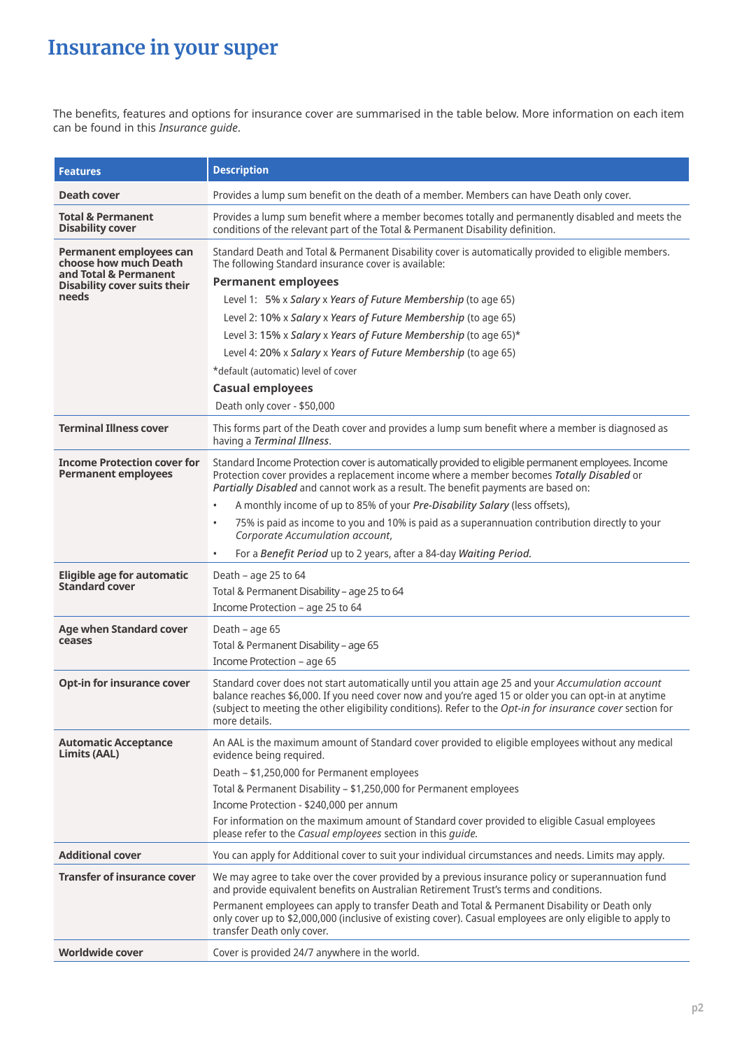# Insurance in your super

The benefits, features and options for insurance cover are summarised in the table below. More information on each item can be found in this *Insurance guide*.

| Features | Description |
|---|---|
| **Death cover** | Provides a lump sum benefit on the death of a member. Members can have Death only cover. |
| **Total & Permanent Disability cover** | Provides a lump sum benefit where a member becomes totally and permanently disabled and meets the conditions of the relevant part of the Total & Permanent Disability definition. |
| **Permanent employees can choose how much Death and Total & Permanent Disability cover suits their needs** | Standard Death and Total & Permanent Disability cover is automatically provided to eligible members. The following Standard insurance cover is available:<br>**Permanent employees**<br>Level 1: 5% x *Salary* x *Years of Future Membership* (to age 65)<br>Level 2: 10% x *Salary* x *Years of Future Membership* (to age 65)<br>Level 3: 15% x *Salary* x *Years of Future Membership* (to age 65)*<br>Level 4: 20% x *Salary* x *Years of Future Membership* (to age 65)<br>*default (automatic) level of cover<br>**Casual employees**<br>Death only cover - $50,000 |
| **Terminal Illness cover** | This forms part of the Death cover and provides a lump sum benefit where a member is diagnosed as having a *Terminal Illness*. |
| **Income Protection cover for Permanent employees** | Standard Income Protection cover is automatically provided to eligible permanent employees. Income Protection cover provides a replacement income where a member becomes ***Totally Disabled*** or ***Partially Disabled*** and cannot work as a result. The benefit payments are based on:<br>• A monthly income of up to 85% of your ***Pre-Disability Salary*** (less offsets),<br>• 75% is paid as income to you and 10% is paid as a superannuation contribution directly to your *Corporate Accumulation account*,<br>• For a ***Benefit Period*** up to 2 years, after a 84-day ***Waiting Period.*** |
| **Eligible age for automatic Standard cover** | Death – age 25 to 64<br>Total & Permanent Disability – age 25 to 64<br>Income Protection – age 25 to 64 |
| **Age when Standard cover ceases** | Death – age 65<br>Total & Permanent Disability – age 65<br>Income Protection – age 65 |
| **Opt-in for insurance cover** | Standard cover does not start automatically until you attain age 25 and your *Accumulation account* balance reaches $6,000. If you need cover now and you're aged 15 or older you can opt-in at anytime (subject to meeting the other eligibility conditions). Refer to the *Opt-in for insurance cover* section for more details. |
| **Automatic Acceptance Limits (AAL)** | An AAL is the maximum amount of Standard cover provided to eligible employees without any medical evidence being required.<br>Death – $1,250,000 for Permanent employees<br>Total & Permanent Disability – $1,250,000 for Permanent employees<br>Income Protection - $240,000 per annum<br>For information on the maximum amount of Standard cover provided to eligible Casual employees please refer to the *Casual employees* section in this *guide.* |
| **Additional cover** | You can apply for Additional cover to suit your individual circumstances and needs. Limits may apply. |
| **Transfer of insurance cover** | We may agree to take over the cover provided by a previous insurance policy or superannuation fund and provide equivalent benefits on Australian Retirement Trust's terms and conditions.<br>Permanent employees can apply to transfer Death and Total & Permanent Disability or Death only only cover up to $2,000,000 (inclusive of existing cover). Casual employees are only eligible to apply to transfer Death only cover. |
| **Worldwide cover** | Cover is provided 24/7 anywhere in the world. |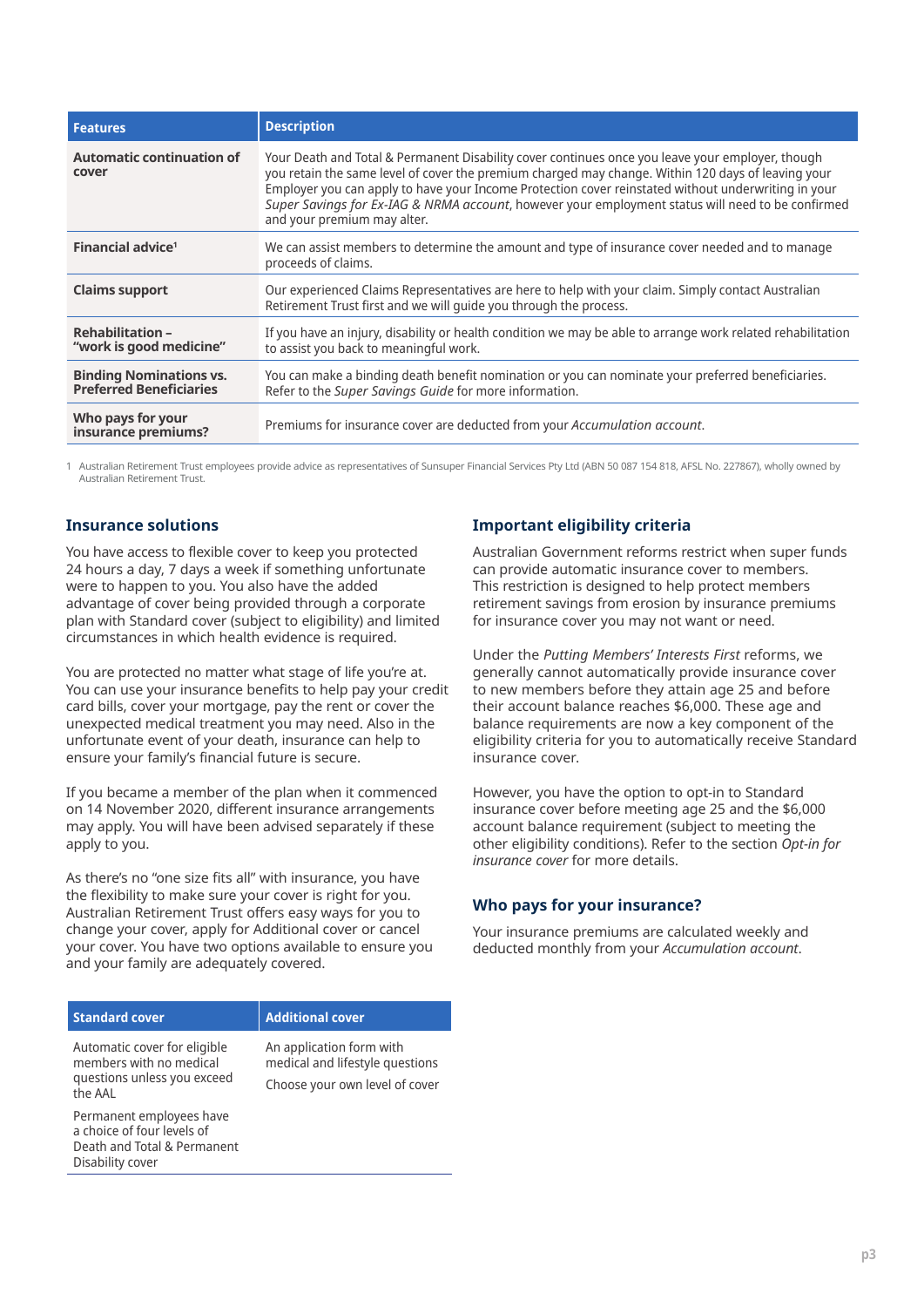| Features | Description |
| --- | --- |
| **Automatic continuation of cover** | Your Death and Total & Permanent Disability cover continues once you leave your employer, though you retain the same level of cover the premium charged may change. Within 120 days of leaving your Employer you can apply to have your Income Protection cover reinstated without underwriting in your *Super Savings for Ex-IAG & NRMA account*, however your employment status will need to be confirmed and your premium may alter. |
| **Financial advice[1]** | We can assist members to determine the amount and type of insurance cover needed and to manage proceeds of claims. |
| **Claims support** | Our experienced Claims Representatives are here to help with your claim. Simply contact Australian Retirement Trust first and we will guide you through the process. |
| **Rehabilitation – "work is good medicine"** | If you have an injury, disability or health condition we may be able to arrange work related rehabilitation to assist you back to meaningful work. |
| **Binding Nominations vs. Preferred Beneficiaries** | You can make a binding death benefit nomination or you can nominate your preferred beneficiaries. Refer to the *Super Savings Guide* for more information. |
| **Who pays for your insurance premiums?** | Premiums for insurance cover are deducted from your *Accumulation account*. |

1 Australian Retirement Trust employees provide advice as representatives of Sunsuper Financial Services Pty Ltd (ABN 50 087 154 818, AFSL No. 227867), wholly owned by Australian Retirement Trust.

## Insurance solutions

You have access to flexible cover to keep you protected 24 hours a day, 7 days a week if something unfortunate were to happen to you. You also have the added advantage of cover being provided through a corporate plan with Standard cover (subject to eligibility) and limited circumstances in which health evidence is required.

You are protected no matter what stage of life you're at. You can use your insurance benefits to help pay your credit card bills, cover your mortgage, pay the rent or cover the unexpected medical treatment you may need. Also in the unfortunate event of your death, insurance can help to ensure your family's financial future is secure.

If you became a member of the plan when it commenced on 14 November 2020, different insurance arrangements may apply. You will have been advised separately if these apply to you.

As there's no "one size fits all" with insurance, you have the flexibility to make sure your cover is right for you. Australian Retirement Trust offers easy ways for you to change your cover, apply for Additional cover or cancel your cover. You have two options available to ensure you and your family are adequately covered.

| Standard cover | Additional cover |
| --- | --- |
| Automatic cover for eligible members with no medical questions unless you exceed the AAL | An application form with medical and lifestyle questions |
| Permanent employees have a choice of four levels of Death and Total & Permanent Disability cover | Choose your own level of cover |

## Important eligibility criteria

Australian Government reforms restrict when super funds can provide automatic insurance cover to members. This restriction is designed to help protect members retirement savings from erosion by insurance premiums for insurance cover you may not want or need.

Under the *Putting Members' Interests First* reforms, we generally cannot automatically provide insurance cover to new members before they attain age 25 and before their account balance reaches $6,000. These age and balance requirements are now a key component of the eligibility criteria for you to automatically receive Standard insurance cover.

However, you have the option to opt-in to Standard insurance cover before meeting age 25 and the $6,000 account balance requirement (subject to meeting the other eligibility conditions). Refer to the section *Opt-in for insurance cover* for more details.

## Who pays for your insurance?

Your insurance premiums are calculated weekly and deducted monthly from your *Accumulation account*.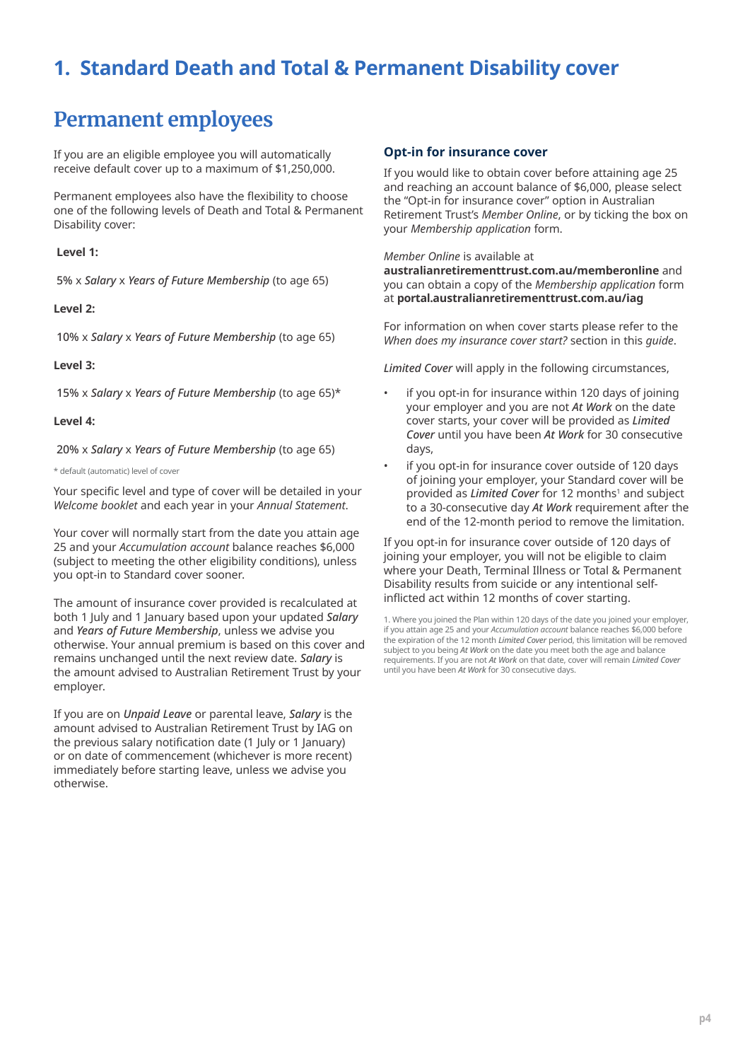# 1. Standard Death and Total & Permanent Disability cover

## Permanent employees

If you are an eligible employee you will automatically receive default cover up to a maximum of $1,250,000.

Permanent employees also have the flexibility to choose one of the following levels of Death and Total & Permanent Disability cover:

**Level 1:**

5% x *Salary* x *Years of Future Membership* (to age 65)

**Level 2:**

10% x *Salary* x *Years of Future Membership* (to age 65)

**Level 3:**

15% x *Salary* x *Years of Future Membership* (to age 65)*

**Level 4:**

20% x *Salary* x *Years of Future Membership* (to age 65)

* default (automatic) level of cover

Your specific level and type of cover will be detailed in your *Welcome booklet* and each year in your *Annual Statement*.

Your cover will normally start from the date you attain age 25 and your *Accumulation account* balance reaches $6,000 (subject to meeting the other eligibility conditions), unless you opt-in to Standard cover sooner.

The amount of insurance cover provided is recalculated at both 1 July and 1 January based upon your updated *Salary* and *Years of Future Membership*, unless we advise you otherwise. Your annual premium is based on this cover and remains unchanged until the next review date. *Salary* is the amount advised to Australian Retirement Trust by your employer.

If you are on *Unpaid Leave* or parental leave, *Salary* is the amount advised to Australian Retirement Trust by IAG on the previous salary notification date (1 July or 1 January) or on date of commencement (whichever is more recent) immediately before starting leave, unless we advise you otherwise.

### Opt-in for insurance cover

If you would like to obtain cover before attaining age 25 and reaching an account balance of $6,000, please select the "Opt-in for insurance cover" option in Australian Retirement Trust's *Member Online*, or by ticking the box on your *Membership application* form.

*Member Online* is available at **australianretirementtrust.com.au/memberonline** and you can obtain a copy of the *Membership application* form at **portal.australianretirementtrust.com.au/iag**

For information on when cover starts please refer to the *When does my insurance cover start?* section in this *guide*.

*Limited Cover* will apply in the following circumstances,

- if you opt-in for insurance within 120 days of joining your employer and you are not ***At Work*** on the date cover starts, your cover will be provided as ***Limited Cover*** until you have been ***At Work*** for 30 consecutive days,
- if you opt-in for insurance cover outside of 120 days of joining your employer, your Standard cover will be provided as ***Limited Cover*** for 12 months[1] and subject to a 30-consecutive day ***At Work*** requirement after the end of the 12-month period to remove the limitation.

If you opt-in for insurance cover outside of 120 days of joining your employer, you will not be eligible to claim where your Death, Terminal Illness or Total & Permanent Disability results from suicide or any intentional self-inflicted act within 12 months of cover starting.

1. Where you joined the Plan within 120 days of the date you joined your employer, if you attain age 25 and your *Accumulation account* balance reaches $6,000 before the expiration of the 12 month ***Limited Cover*** period, this limitation will be removed subject to you being ***At Work*** on the date you meet both the age and balance requirements. If you are not ***At Work*** on that date, cover will remain ***Limited Cover*** until you have been ***At Work*** for 30 consecutive days.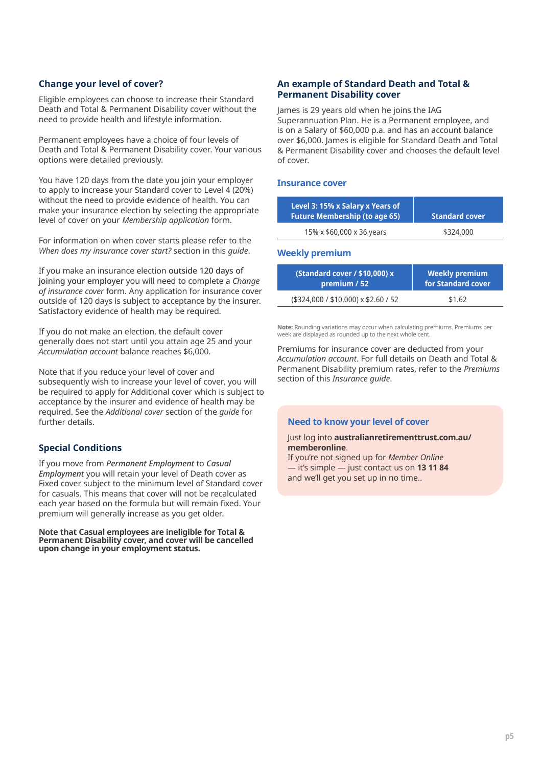## Change your level of cover?

Eligible employees can choose to increase their Standard Death and Total & Permanent Disability cover without the need to provide health and lifestyle information.

Permanent employees have a choice of four levels of Death and Total & Permanent Disability cover. Your various options were detailed previously.

You have 120 days from the date you join your employer to apply to increase your Standard cover to Level 4 (20%) without the need to provide evidence of health. You can make your insurance election by selecting the appropriate level of cover on your *Membership application* form.

For information on when cover starts please refer to the *When does my insurance cover start?* section in this *guide*.

If you make an insurance election outside 120 days of joining your employer you will need to complete a *Change of insurance cover* form. Any application for insurance cover outside of 120 days is subject to acceptance by the insurer. Satisfactory evidence of health may be required.

If you do not make an election, the default cover generally does not start until you attain age 25 and your *Accumulation account* balance reaches $6,000.

Note that if you reduce your level of cover and subsequently wish to increase your level of cover, you will be required to apply for Additional cover which is subject to acceptance by the insurer and evidence of health may be required. See the *Additional cover* section of the *guide* for further details.

## Special Conditions

If you move from *Permanent Employment* to *Casual Employment* you will retain your level of Death cover as Fixed cover subject to the minimum level of Standard cover for casuals. This means that cover will not be recalculated each year based on the formula but will remain fixed. Your premium will generally increase as you get older.

**Note that Casual employees are ineligible for Total & Permanent Disability cover, and cover will be cancelled upon change in your employment status.**

## An example of Standard Death and Total & Permanent Disability cover

James is 29 years old when he joins the IAG Superannuation Plan. He is a Permanent employee, and is on a Salary of $60,000 p.a. and has an account balance over $6,000. James is eligible for Standard Death and Total & Permanent Disability cover and chooses the default level of cover.

### Insurance cover

| Level 3: 15% x Salary x Years of Future Membership (to age 65) | Standard cover |
|---|---|
| 15% x $60,000 x 36 years | $324,000 |

### Weekly premium

| (Standard cover / $10,000) x premium / 52 | Weekly premium for Standard cover |
|---|---|
| ($324,000 / $10,000) x $2.60 / 52 | $1.62 |

**Note:** Rounding variations may occur when calculating premiums. Premiums per week are displayed as rounded up to the next whole cent.

Premiums for insurance cover are deducted from your *Accumulation account*. For full details on Death and Total & Permanent Disability premium rates, refer to the *Premiums* section of this *Insurance guide*.

### Need to know your level of cover

Just log into **australianretirementtrust.com.au/memberonline**.
If you're not signed up for *Member Online* — it's simple — just contact us on **13 11 84** and we'll get you set up in no time..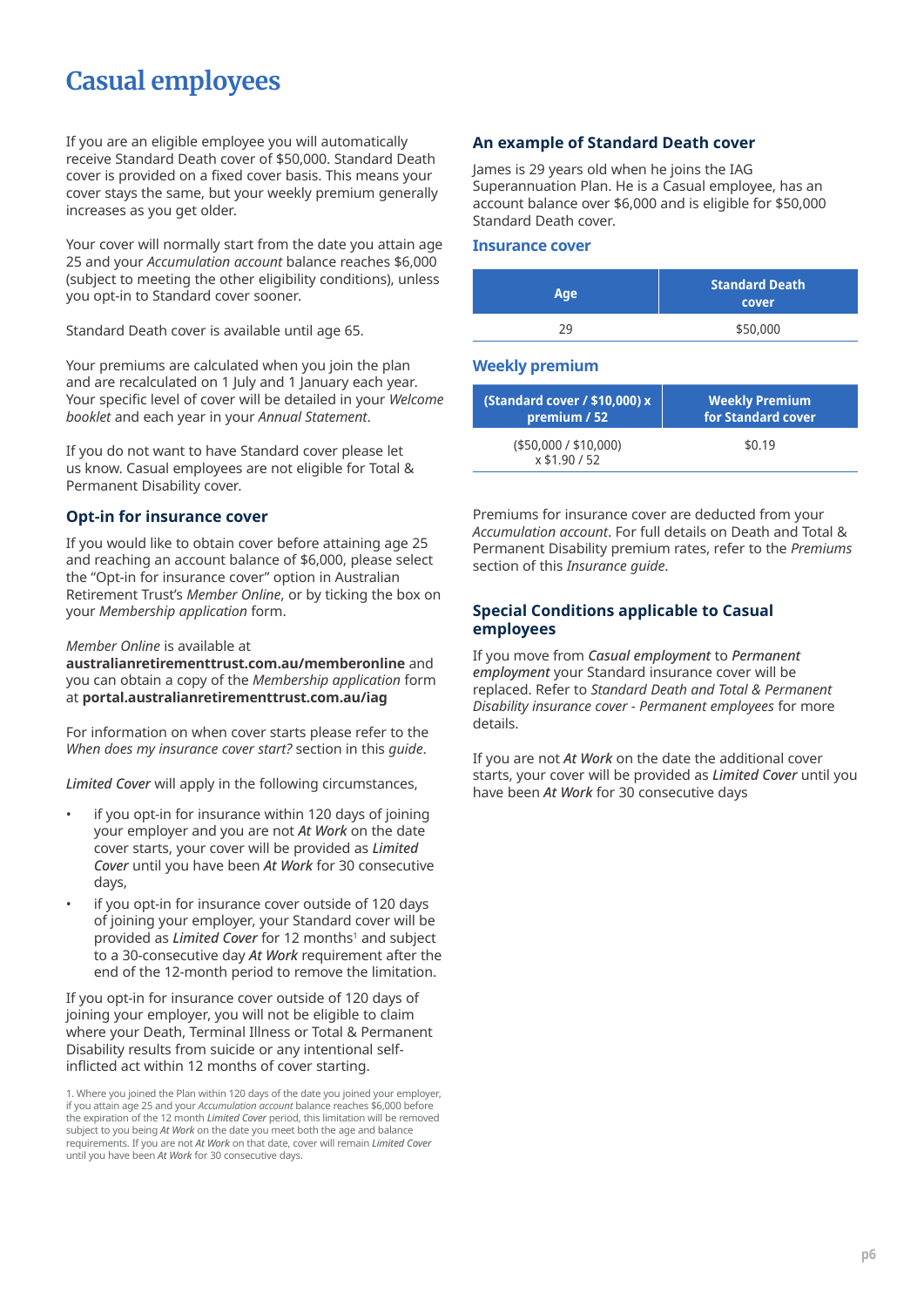# Casual employees

If you are an eligible employee you will automatically receive Standard Death cover of $50,000. Standard Death cover is provided on a fixed cover basis. This means your cover stays the same, but your weekly premium generally increases as you get older.

Your cover will normally start from the date you attain age 25 and your *Accumulation account* balance reaches $6,000 (subject to meeting the other eligibility conditions), unless you opt-in to Standard cover sooner.

Standard Death cover is available until age 65.

Your premiums are calculated when you join the plan and are recalculated on 1 July and 1 January each year. Your specific level of cover will be detailed in your *Welcome booklet* and each year in your *Annual Statement*.

If you do not want to have Standard cover please let us know. Casual employees are not eligible for Total & Permanent Disability cover.

### Opt-in for insurance cover

If you would like to obtain cover before attaining age 25 and reaching an account balance of $6,000, please select the "Opt-in for insurance cover" option in Australian Retirement Trust's *Member Online*, or by ticking the box on your *Membership application* form.

*Member Online* is available at **australianretirementtrust.com.au/memberonline** and you can obtain a copy of the *Membership application* form at **portal.australianretirementtrust.com.au/iag**

For information on when cover starts please refer to the *When does my insurance cover start?* section in this *guide*.

*Limited Cover* will apply in the following circumstances,

- if you opt-in for insurance within 120 days of joining your employer and you are not ***At Work*** on the date the cover starts, your cover will be provided as *Limited Cover* until you have been ***At Work*** for 30 consecutive days,
- if you opt-in for insurance cover outside of 120 days of joining your employer, your Standard cover will be provided as *Limited Cover* for 12 months[1] and subject to a 30-consecutive day ***At Work*** requirement after the end of the 12-month period to remove the limitation.

If you opt-in for insurance cover outside of 120 days of joining your employer, you will not be eligible to claim where your Death, Terminal Illness or Total & Permanent Disability results from suicide or any intentional self-inflicted act within 12 months of cover starting.

1. Where you joined the Plan within 120 days of the date you joined your employer, if you attain age 25 and your *Accumulation account* balance reaches $6,000 before the expiration of the 12 month *Limited Cover* period, this limitation will be removed subject to you being *At Work* on the date you meet both the age and balance requirements. If you are not *At Work* on that date, cover will remain *Limited Cover* until you have been *At Work* for 30 consecutive days.

### An example of Standard Death cover

James is 29 years old when he joins the IAG Superannuation Plan. He is a Casual employee, has an account balance over $6,000 and is eligible for $50,000 Standard Death cover.

#### Insurance cover

| Age | Standard Death cover |
|---|---|
| 29 | $50,000 |

#### Weekly premium

| (Standard cover / $10,000) x premium / 52 | Weekly Premium for Standard cover |
|---|---|
| ($50,000 / $10,000) x $1.90 / 52 | $0.19 |

Premiums for insurance cover are deducted from your *Accumulation account*. For full details on Death and Total & Permanent Disability premium rates, refer to the *Premiums* section of this *Insurance guide*.

### Special Conditions applicable to Casual employees

If you move from ***Casual employment*** to ***Permanent employment*** your Standard insurance cover will be replaced. Refer to *Standard Death and Total & Permanent Disability insurance cover - Permanent employees* for more details.

If you are not ***At Work*** on the date the additional cover starts, your cover will be provided as ***Limited Cover*** until you have been ***At Work*** for 30 consecutive days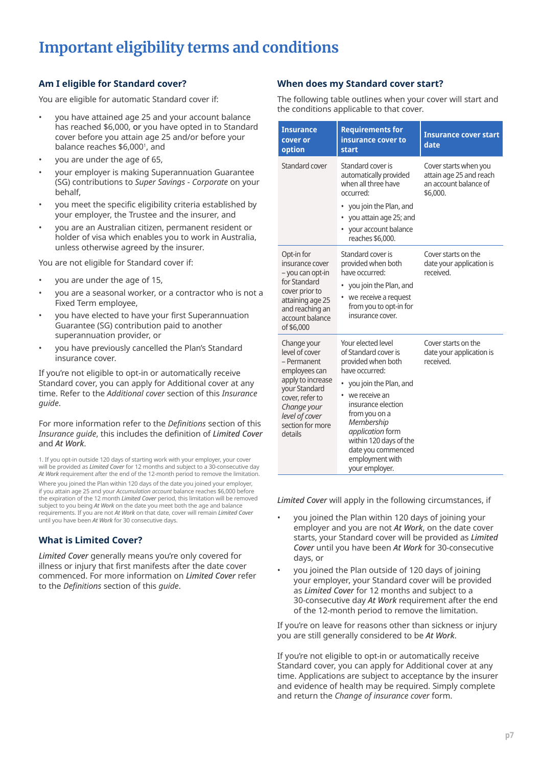# Important eligibility terms and conditions

## Am I eligible for Standard cover?

You are eligible for automatic Standard cover if:

- you have attained age 25 and your account balance has reached $6,000, or you have opted in to Standard cover before you attain age 25 and/or before your balance reaches $6,000[1], and
- you are under the age of 65,
- your employer is making Superannuation Guarantee (SG) contributions to *Super Savings - Corporate* on your behalf,
- you meet the specific eligibility criteria established by your employer, the Trustee and the insurer, and
- you are an Australian citizen, permanent resident or holder of visa which enables you to work in Australia, unless otherwise agreed by the insurer.

You are not eligible for Standard cover if:

- you are under the age of 15,
- you are a seasonal worker, or a contractor who is not a Fixed Term employee,
- you have elected to have your first Superannuation Guarantee (SG) contribution paid to another superannuation provider, or
- you have previously cancelled the Plan's Standard insurance cover.

If you're not eligible to opt-in or automatically receive Standard cover, you can apply for Additional cover at any time. Refer to the *Additional cover* section of this *Insurance guide*.

For more information refer to the *Definitions* section of this *Insurance guide*, this includes the definition of *Limited Cover* and *At Work*.

1. If you opt-in outside 120 days of starting work with your employer, your cover will be provided as *Limited Cover* for 12 months and subject to a 30-consecutive day *At Work* requirement after the end of the 12-month period to remove the limitation.

Where you joined the Plan within 120 days of the date you joined your employer, if you attain age 25 and your *Accumulation account* balance reaches $6,000 before the expiration of the 12 month *Limited Cover* period, this limitation will be removed subject to you being *At Work* on the date you meet both the age and balance requirements. If you are not *At Work* on that date, cover will remain *Limited Cover* until you have been *At Work* for 30 consecutive days.

## What is Limited Cover?

*Limited Cover* generally means you're only covered for illness or injury that first manifests after the date cover commenced. For more information on *Limited Cover* refer to the *Definitions* section of this *guide*.

## When does my Standard cover start?

The following table outlines when your cover will start and the conditions applicable to that cover.

| Insurance cover or option | Requirements for insurance cover to start | Insurance cover start date |
|---|---|---|
| Standard cover | Standard cover is automatically provided when all three have occurred: <br>• you join the Plan, and <br>• you attain age 25; and <br>• your account balance reaches $6,000. | Cover starts when you attain age 25 and reach an account balance of $6,000. |
| Opt-in for insurance cover – you can opt-in for Standard cover prior to attaining age 25 and reaching an account balance of $6,000 | Standard cover is provided when both have occurred: <br>• you join the Plan, and <br>• we receive a request from you to opt-in for insurance cover. | Cover starts on the date your application is received. |
| Change your level of cover – Permanent employees can apply to increase your Standard cover, refer to *Change your level of cover* section for more details | Your elected level of Standard cover is provided when both have occurred: <br>• you join the Plan, and <br>• we receive an insurance election from you on a *Membership application* form within 120 days of the date you commenced employment with your employer. | Cover starts on the date your application is received. |

*Limited Cover* will apply in the following circumstances, if

- you joined the Plan within 120 days of joining your employer and you are not ***At Work***, on the date cover starts, your Standard cover will be provided as *Limited Cover* until you have been ***At Work*** for 30-consecutive days, or
- you joined the Plan outside of 120 days of joining your employer, your Standard cover will be provided as *Limited Cover* for 12 months and subject to a 30-consecutive day ***At Work*** requirement after the end of the 12-month period to remove the limitation.

If you're on leave for reasons other than sickness or injury you are still generally considered to be *At Work*.

If you're not eligible to opt-in or automatically receive Standard cover, you can apply for Additional cover at any time. Applications are subject to acceptance by the insurer and evidence of health may be required. Simply complete and return the *Change of insurance cover* form.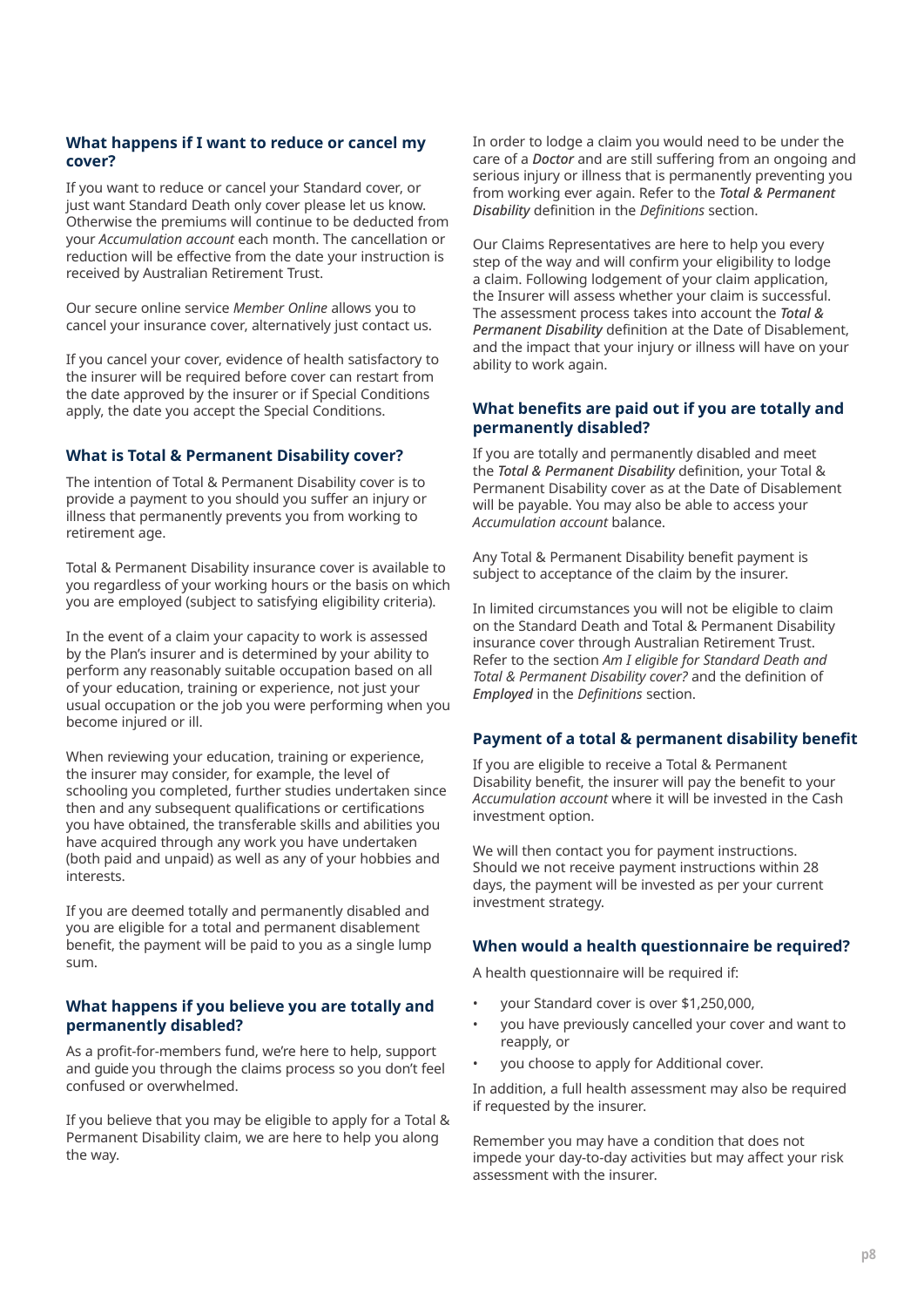### What happens if I want to reduce or cancel my cover?

If you want to reduce or cancel your Standard cover, or just want Standard Death only cover please let us know. Otherwise the premiums will continue to be deducted from your *Accumulation account* each month. The cancellation or reduction will be effective from the date your instruction is received by Australian Retirement Trust.

Our secure online service *Member Online* allows you to cancel your insurance cover, alternatively just contact us.

If you cancel your cover, evidence of health satisfactory to the insurer will be required before cover can restart from the date approved by the insurer or if Special Conditions apply, the date you accept the Special Conditions.

### What is Total & Permanent Disability cover?

The intention of Total & Permanent Disability cover is to provide a payment to you should you suffer an injury or illness that permanently prevents you from working to retirement age.

Total & Permanent Disability insurance cover is available to you regardless of your working hours or the basis on which you are employed (subject to satisfying eligibility criteria).

In the event of a claim your capacity to work is assessed by the Plan's insurer and is determined by your ability to perform any reasonably suitable occupation based on all of your education, training or experience, not just your usual occupation or the job you were performing when you become injured or ill.

When reviewing your education, training or experience, the insurer may consider, for example, the level of schooling you completed, further studies undertaken since then and any subsequent qualifications or certifications you have obtained, the transferable skills and abilities you have acquired through any work you have undertaken (both paid and unpaid) as well as any of your hobbies and interests.

If you are deemed totally and permanently disabled and you are eligible for a total and permanent disablement benefit, the payment will be paid to you as a single lump sum.

### What happens if you believe you are totally and permanently disabled?

As a profit-for-members fund, we're here to help, support and guide you through the claims process so you don't feel confused or overwhelmed.

If you believe that you may be eligible to apply for a Total & Permanent Disability claim, we are here to help you along the way.

In order to lodge a claim you would need to be under the care of a ***Doctor*** and are still suffering from an ongoing and serious injury or illness that is permanently preventing you from working ever again. Refer to the ***Total & Permanent Disability*** definition in the *Definitions* section.

Our Claims Representatives are here to help you every step of the way and will confirm your eligibility to lodge a claim. Following lodgement of your claim application, the Insurer will assess whether your claim is successful. The assessment process takes into account the ***Total & Permanent Disability*** definition at the Date of Disablement, and the impact that your injury or illness will have on your ability to work again.

### What benefits are paid out if you are totally and permanently disabled?

If you are totally and permanently disabled and meet the ***Total & Permanent Disability*** definition, your Total & Permanent Disability cover as at the Date of Disablement will be payable. You may also be able to access your *Accumulation account* balance.

Any Total & Permanent Disability benefit payment is subject to acceptance of the claim by the insurer.

In limited circumstances you will not be eligible to claim on the Standard Death and Total & Permanent Disability insurance cover through Australian Retirement Trust. Refer to the section *Am I eligible for Standard Death and Total & Permanent Disability cover?* and the definition of ***Employed*** in the *Definitions* section.

### Payment of a total & permanent disability benefit

If you are eligible to receive a Total & Permanent Disability benefit, the insurer will pay the benefit to your *Accumulation account* where it will be invested in the Cash investment option.

We will then contact you for payment instructions. Should we not receive payment instructions within 28 days, the payment will be invested as per your current investment strategy.

### When would a health questionnaire be required?

A health questionnaire will be required if:

- your Standard cover is over $1,250,000,
- you have previously cancelled your cover and want to reapply, or
- you choose to apply for Additional cover.

In addition, a full health assessment may also be required if requested by the insurer.

Remember you may have a condition that does not impede your day-to-day activities but may affect your risk assessment with the insurer.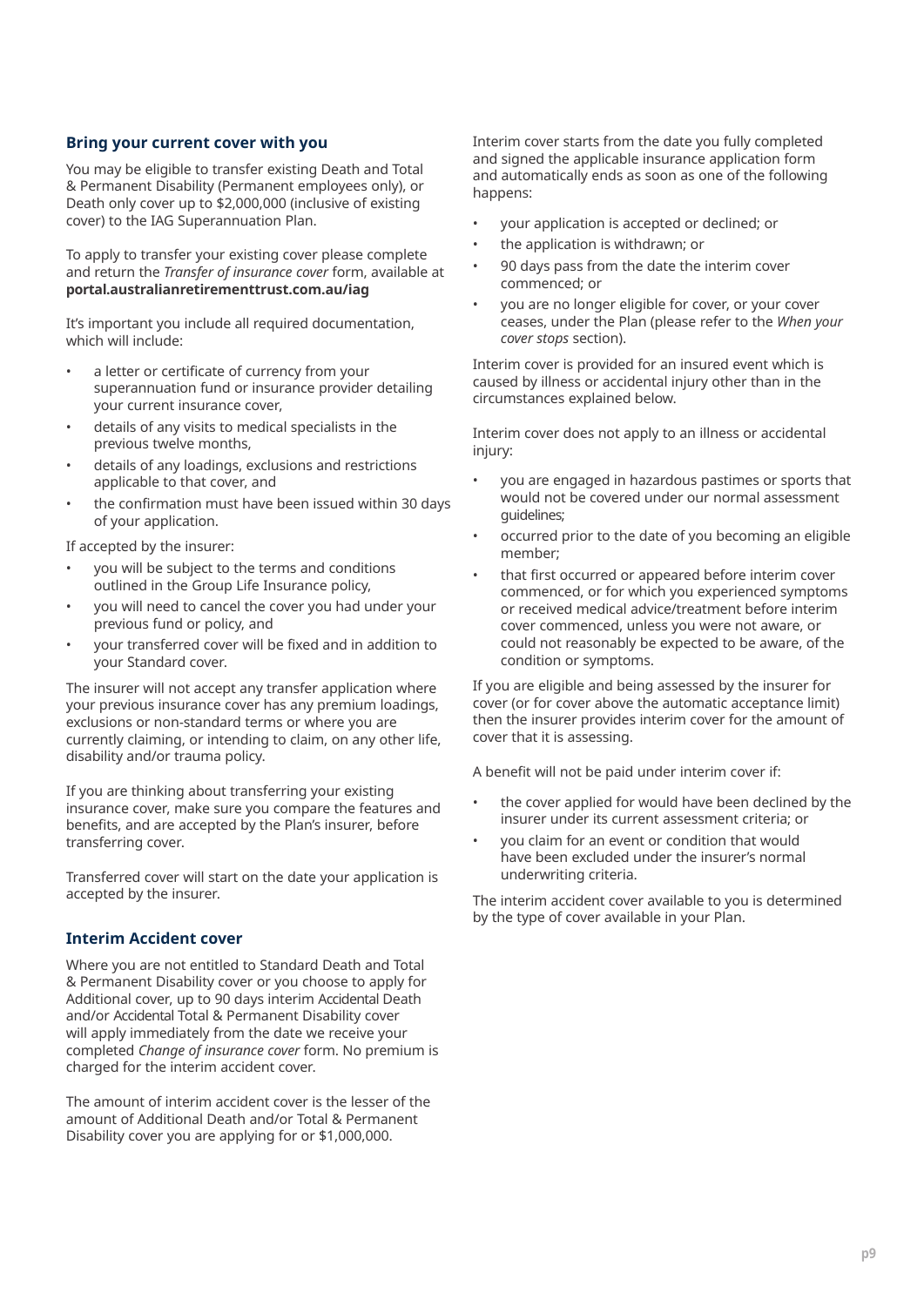## Bring your current cover with you

You may be eligible to transfer existing Death and Total & Permanent Disability (Permanent employees only), or Death only cover up to $2,000,000 (inclusive of existing cover) to the IAG Superannuation Plan.

To apply to transfer your existing cover please complete and return the *Transfer of insurance cover* form, available at **portal.australianretirementtrust.com.au/iag**

It's important you include all required documentation, which will include:

- a letter or certificate of currency from your superannuation fund or insurance provider detailing your current insurance cover,
- details of any visits to medical specialists in the previous twelve months,
- details of any loadings, exclusions and restrictions applicable to that cover, and
- the confirmation must have been issued within 30 days of your application.

If accepted by the insurer:

- you will be subject to the terms and conditions outlined in the Group Life Insurance policy,
- you will need to cancel the cover you had under your previous fund or policy, and
- your transferred cover will be fixed and in addition to your Standard cover.

The insurer will not accept any transfer application where your previous insurance cover has any premium loadings, exclusions or non-standard terms or where you are currently claiming, or intending to claim, on any other life, disability and/or trauma policy.

If you are thinking about transferring your existing insurance cover, make sure you compare the features and benefits, and are accepted by the Plan's insurer, before transferring cover.

Transferred cover will start on the date your application is accepted by the insurer.

## Interim Accident cover

Where you are not entitled to Standard Death and Total & Permanent Disability cover or you choose to apply for Additional cover, up to 90 days interim Accidental Death and/or Accidental Total & Permanent Disability cover will apply immediately from the date we receive your completed *Change of insurance cover* form. No premium is charged for the interim accident cover.

The amount of interim accident cover is the lesser of the amount of Additional Death and/or Total & Permanent Disability cover you are applying for or $1,000,000.

Interim cover starts from the date you fully completed and signed the applicable insurance application form and automatically ends as soon as one of the following happens:

- your application is accepted or declined; or
- the application is withdrawn; or
- 90 days pass from the date the interim cover commenced; or
- you are no longer eligible for cover, or your cover ceases, under the Plan (please refer to the *When your cover stops* section).

Interim cover is provided for an insured event which is caused by illness or accidental injury other than in the circumstances explained below.

Interim cover does not apply to an illness or accidental injury:

- you are engaged in hazardous pastimes or sports that would not be covered under our normal assessment guidelines;
- occurred prior to the date of you becoming an eligible member;
- that first occurred or appeared before interim cover commenced, or for which you experienced symptoms or received medical advice/treatment before interim cover commenced, unless you were not aware, or could not reasonably be expected to be aware, of the condition or symptoms.

If you are eligible and being assessed by the insurer for cover (or for cover above the automatic acceptance limit) then the insurer provides interim cover for the amount of cover that it is assessing.

A benefit will not be paid under interim cover if:

- the cover applied for would have been declined by the insurer under its current assessment criteria; or
- you claim for an event or condition that would have been excluded under the insurer's normal underwriting criteria.

The interim accident cover available to you is determined by the type of cover available in your Plan.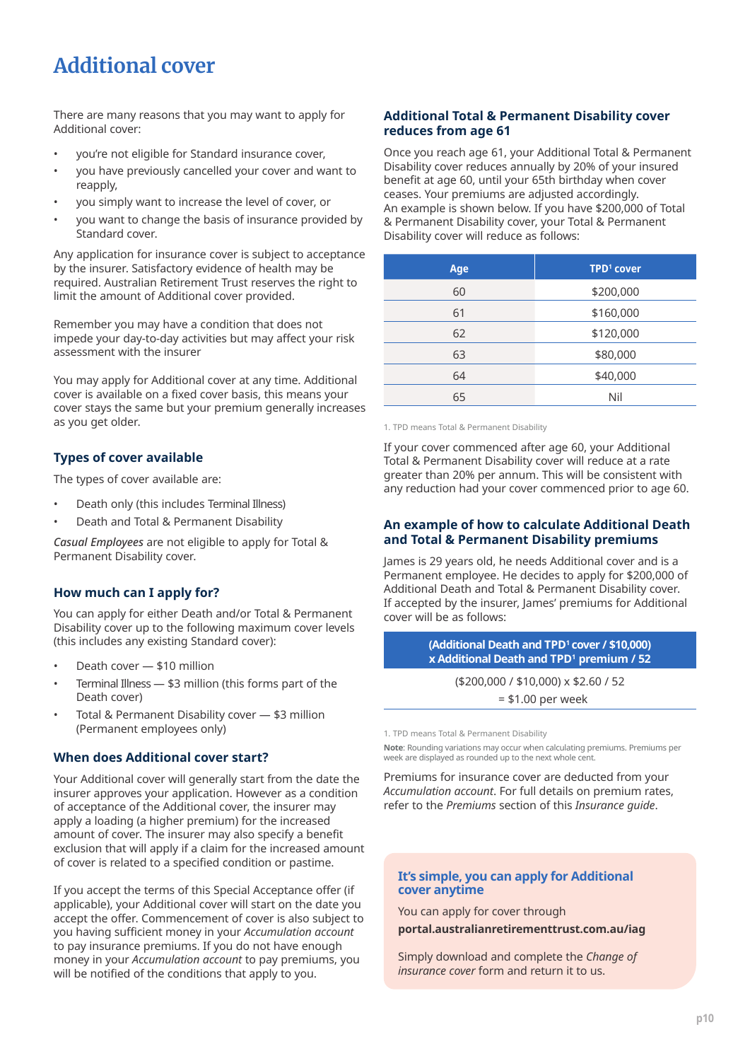# Additional cover

There are many reasons that you may want to apply for Additional cover:

- you're not eligible for Standard insurance cover,
- you have previously cancelled your cover and want to reapply,
- you simply want to increase the level of cover, or
- you want to change the basis of insurance provided by Standard cover.

Any application for insurance cover is subject to acceptance by the insurer. Satisfactory evidence of health may be required. Australian Retirement Trust reserves the right to limit the amount of Additional cover provided.

Remember you may have a condition that does not impede your day-to-day activities but may affect your risk assessment with the insurer

You may apply for Additional cover at any time. Additional cover is available on a fixed cover basis, this means your cover stays the same but your premium generally increases as you get older.

### Types of cover available

The types of cover available are:

- Death only (this includes Terminal Illness)
- Death and Total & Permanent Disability

*Casual Employees* are not eligible to apply for Total & Permanent Disability cover.

### How much can I apply for?

You can apply for either Death and/or Total & Permanent Disability cover up to the following maximum cover levels (this includes any existing Standard cover):

- Death cover — $10 million
- Terminal Illness — $3 million (this forms part of the Death cover)
- Total & Permanent Disability cover — $3 million (Permanent employees only)

### When does Additional cover start?

Your Additional cover will generally start from the date the insurer approves your application. However as a condition of acceptance of the Additional cover, the insurer may apply a loading (a higher premium) for the increased amount of cover. The insurer may also specify a benefit exclusion that will apply if a claim for the increased amount of cover is related to a specified condition or pastime.

If you accept the terms of this Special Acceptance offer (if applicable), your Additional cover will start on the date you accept the offer. Commencement of cover is also subject to you having sufficient money in your *Accumulation account* to pay insurance premiums. If you do not have enough money in your *Accumulation account* to pay premiums, you will be notified of the conditions that apply to you.

### Additional Total & Permanent Disability cover reduces from age 61

Once you reach age 61, your Additional Total & Permanent Disability cover reduces annually by 20% of your insured benefit at age 60, until your 65th birthday when cover ceases. Your premiums are adjusted accordingly.
An example is shown below. If you have $200,000 of Total & Permanent Disability cover, your Total & Permanent Disability cover will reduce as follows:

| Age | TPD[1] cover |
|---|---|
| 60 | $200,000 |
| 61 | $160,000 |
| 62 | $120,000 |
| 63 | $80,000 |
| 64 | $40,000 |
| 65 | Nil |

1. TPD means Total & Permanent Disability

If your cover commenced after age 60, your Additional Total & Permanent Disability cover will reduce at a rate greater than 20% per annum. This will be consistent with any reduction had your cover commenced prior to age 60.

### An example of how to calculate Additional Death and Total & Permanent Disability premiums

James is 29 years old, he needs Additional cover and is a Permanent employee. He decides to apply for $200,000 of Additional Death and Total & Permanent Disability cover. If accepted by the insurer, James' premiums for Additional cover will be as follows:

**(Additional Death and TPD[1] cover / $10,000) x Additional Death and TPD[1] premium / 52**

($200,000 / $10,000) x $2.60 / 52
= $1.00 per week

1. TPD means Total & Permanent Disability

**Note**: Rounding variations may occur when calculating premiums. Premiums per week are displayed as rounded up to the next whole cent.

Premiums for insurance cover are deducted from your *Accumulation account*. For full details on premium rates, refer to the *Premiums* section of this *Insurance guide*.

**It's simple, you can apply for Additional cover anytime**

You can apply for cover through
**portal.australianretirementtrust.com.au/iag**

Simply download and complete the *Change of insurance cover* form and return it to us.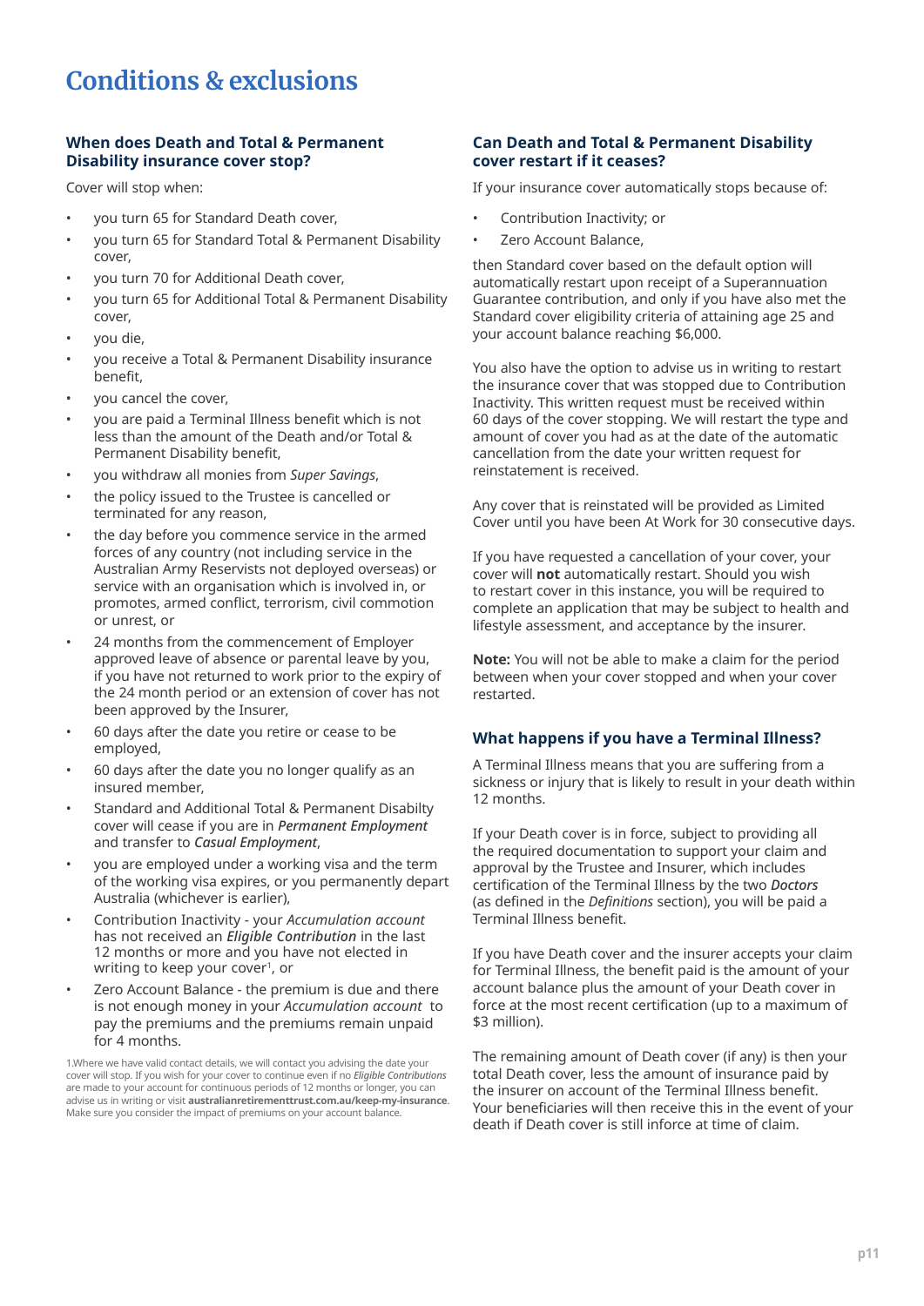# Conditions & exclusions

### When does Death and Total & Permanent Disability insurance cover stop?

Cover will stop when:

- you turn 65 for Standard Death cover,
- you turn 65 for Standard Total & Permanent Disability cover,
- you turn 70 for Additional Death cover,
- you turn 65 for Additional Total & Permanent Disability cover,
- you die,
- you receive a Total & Permanent Disability insurance benefit,
- you cancel the cover,
- you are paid a Terminal Illness benefit which is not less than the amount of the Death and/or Total & Permanent Disability benefit,
- you withdraw all monies from *Super Savings*,
- the policy issued to the Trustee is cancelled or terminated for any reason,
- the day before you commence service in the armed forces of any country (not including service in the Australian Army Reservists not deployed overseas) or service with an organisation which is involved in, or promotes, armed conflict, terrorism, civil commotion or unrest, or
- 24 months from the commencement of Employer approved leave of absence or parental leave by you, if you have not returned to work prior to the expiry of the 24 month period or an extension of cover has not been approved by the Insurer,
- 60 days after the date you retire or cease to be employed,
- 60 days after the date you no longer qualify as an insured member,
- Standard and Additional Total & Permanent Disabilty cover will cease if you are in ***Permanent Employment*** and transfer to ***Casual Employment***,
- you are employed under a working visa and the term of the working visa expires, or you permanently depart Australia (whichever is earlier),
- Contribution Inactivity - your *Accumulation account* has not received an ***Eligible Contribution*** in the last 12 months or more and you have not elected in writing to keep your cover[1], or
- Zero Account Balance - the premium is due and there is not enough money in your *Accumulation account* to pay the premiums and the premiums remain unpaid for 4 months.

1.Where we have valid contact details, we will contact you advising the date your cover will stop. If you wish for your cover to continue even if no ***Eligible Contributions*** are made to your account for continuous periods of 12 months or longer, you can advise us in writing or visit **australianretirementtrust.com.au/keep-my-insurance**. Make sure you consider the impact of premiums on your account balance.

### Can Death and Total & Permanent Disability cover restart if it ceases?

If your insurance cover automatically stops because of:

- Contribution Inactivity; or
- Zero Account Balance,

then Standard cover based on the default option will automatically restart upon receipt of a Superannuation Guarantee contribution, and only if you have also met the Standard cover eligibility criteria of attaining age 25 and your account balance reaching $6,000.

You also have the option to advise us in writing to restart the insurance cover that was stopped due to Contribution Inactivity. This written request must be received within 60 days of the cover stopping. We will restart the type and amount of cover you had as at the date of the automatic cancellation from the date your written request for reinstatement is received.

Any cover that is reinstated will be provided as Limited Cover until you have been At Work for 30 consecutive days.

If you have requested a cancellation of your cover, your cover will **not** automatically restart. Should you wish to restart cover in this instance, you will be required to complete an application that may be subject to health and lifestyle assessment, and acceptance by the insurer.

**Note:** You will not be able to make a claim for the period between when your cover stopped and when your cover restarted.

### What happens if you have a Terminal Illness?

A Terminal Illness means that you are suffering from a sickness or injury that is likely to result in your death within 12 months.

If your Death cover is in force, subject to providing all the required documentation to support your claim and approval by the Trustee and Insurer, which includes certification of the Terminal Illness by the two ***Doctors*** (as defined in the *Definitions* section), you will be paid a Terminal Illness benefit.

If you have Death cover and the insurer accepts your claim for Terminal Illness, the benefit paid is the amount of your account balance plus the amount of your Death cover in force at the most recent certification (up to a maximum of $3 million).

The remaining amount of Death cover (if any) is then your total Death cover, less the amount of insurance paid by the insurer on account of the Terminal Illness benefit. Your beneficiaries will then receive this in the event of your death if Death cover is still inforce at time of claim.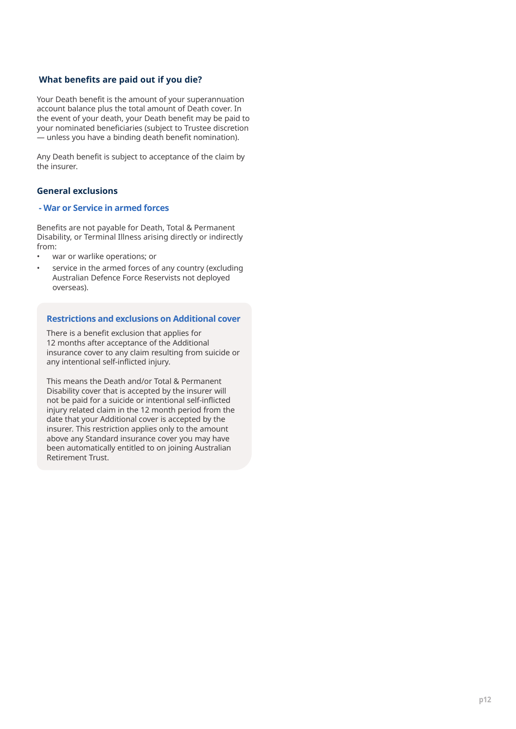## What benefits are paid out if you die?

Your Death benefit is the amount of your superannuation account balance plus the total amount of Death cover. In the event of your death, your Death benefit may be paid to your nominated beneficiaries (subject to Trustee discretion — unless you have a binding death benefit nomination).

Any Death benefit is subject to acceptance of the claim by the insurer.

## General exclusions

### - War or Service in armed forces

Benefits are not payable for Death, Total & Permanent Disability, or Terminal Illness arising directly or indirectly from:

- war or warlike operations; or
- service in the armed forces of any country (excluding Australian Defence Force Reservists not deployed overseas).

### Restrictions and exclusions on Additional cover

There is a benefit exclusion that applies for 12 months after acceptance of the Additional insurance cover to any claim resulting from suicide or any intentional self-inflicted injury.

This means the Death and/or Total & Permanent Disability cover that is accepted by the insurer will not be paid for a suicide or intentional self-inflicted injury related claim in the 12 month period from the date that your Additional cover is accepted by the insurer. This restriction applies only to the amount above any Standard insurance cover you may have been automatically entitled to on joining Australian Retirement Trust.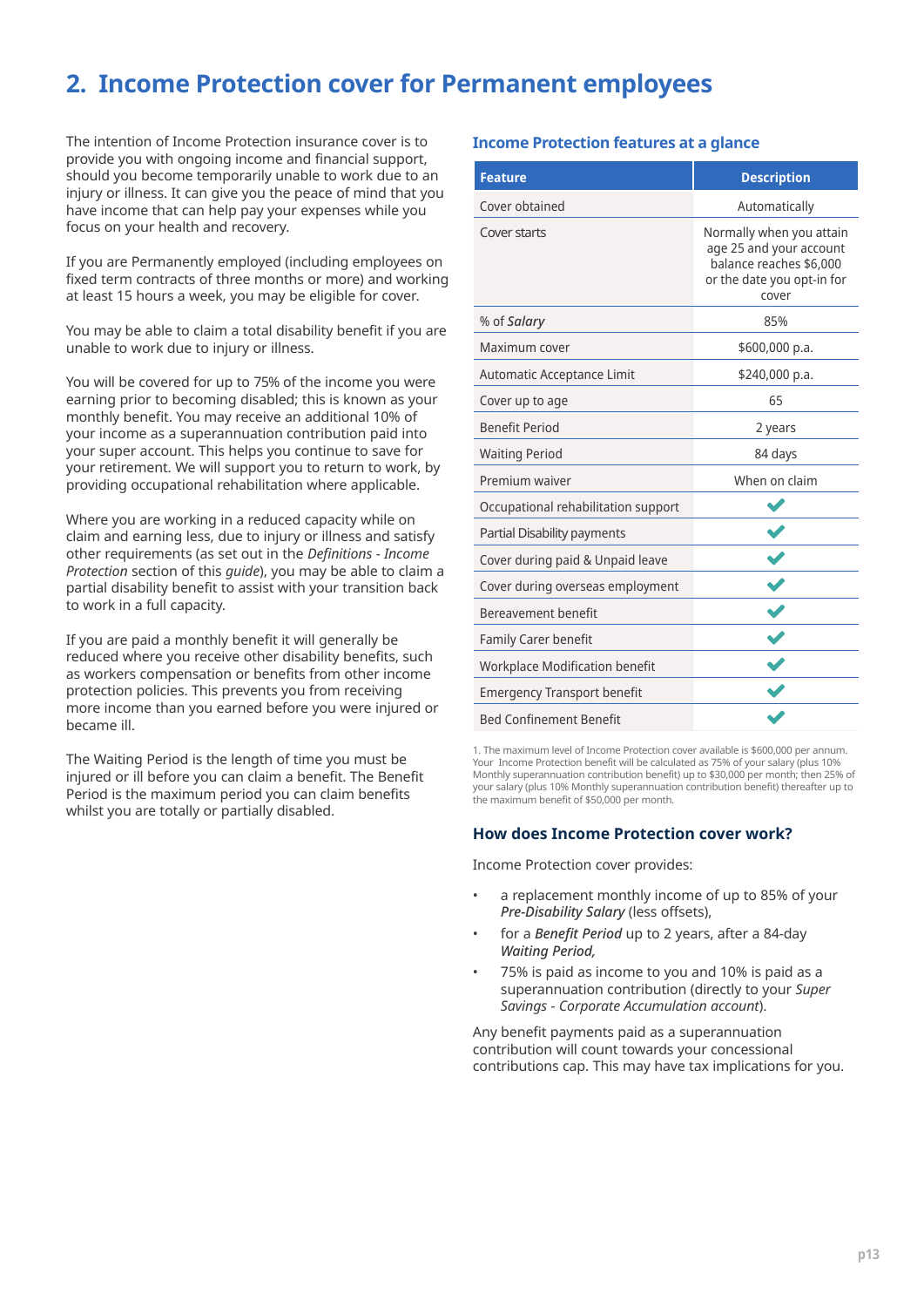# 2. Income Protection cover for Permanent employees

The intention of Income Protection insurance cover is to provide you with ongoing income and financial support, should you become temporarily unable to work due to an injury or illness. It can give you the peace of mind that you have income that can help pay your expenses while you focus on your health and recovery.

If you are Permanently employed (including employees on fixed term contracts of three months or more) and working at least 15 hours a week, you may be eligible for cover.

You may be able to claim a total disability benefit if you are unable to work due to injury or illness.

You will be covered for up to 75% of the income you were earning prior to becoming disabled; this is known as your monthly benefit. You may receive an additional 10% of your income as a superannuation contribution paid into your super account. This helps you continue to save for your retirement. We will support you to return to work, by providing occupational rehabilitation where applicable.

Where you are working in a reduced capacity while on claim and earning less, due to injury or illness and satisfy other requirements (as set out in the *Definitions - Income Protection* section of this *guide*), you may be able to claim a partial disability benefit to assist with your transition back to work in a full capacity.

If you are paid a monthly benefit it will generally be reduced where you receive other disability benefits, such as workers compensation or benefits from other income protection policies. This prevents you from receiving more income than you earned before you were injured or became ill.

The Waiting Period is the length of time you must be injured or ill before you can claim a benefit. The Benefit Period is the maximum period you can claim benefits whilst you are totally or partially disabled.

### Income Protection features at a glance

| Feature | Description |
|---|---|
| Cover obtained | Automatically |
| Cover starts | Normally when you attain age 25 and your account balance reaches $6,000 or the date you opt-in for cover |
| % of *Salary* | 85% |
| Maximum cover | $600,000 p.a. |
| Automatic Acceptance Limit | $240,000 p.a. |
| Cover up to age | 65 |
| Benefit Period | 2 years |
| Waiting Period | 84 days |
| Premium waiver | When on claim |
| Occupational rehabilitation support | ✔ |
| Partial Disability payments | ✔ |
| Cover during paid & Unpaid leave | ✔ |
| Cover during overseas employment | ✔ |
| Bereavement benefit | ✔ |
| Family Carer benefit | ✔ |
| Workplace Modification benefit | ✔ |
| Emergency Transport benefit | ✔ |
| Bed Confinement Benefit | ✔ |

1. The maximum level of Income Protection cover available is $600,000 per annum. Your Income Protection benefit will be calculated as 75% of your salary (plus 10% Monthly superannuation contribution benefit) up to $30,000 per month; then 25% of your salary (plus 10% Monthly superannuation contribution benefit) thereafter up to the maximum benefit of $50,000 per month.

### How does Income Protection cover work?

Income Protection cover provides:

- a replacement monthly income of up to 85% of your *Pre-Disability Salary* (less offsets),
- for a *Benefit Period* up to 2 years, after a 84-day *Waiting Period,*
- 75% is paid as income to you and 10% is paid as a superannuation contribution (directly to your *Super Savings - Corporate Accumulation account*).

Any benefit payments paid as a superannuation contribution will count towards your concessional contributions cap. This may have tax implications for you.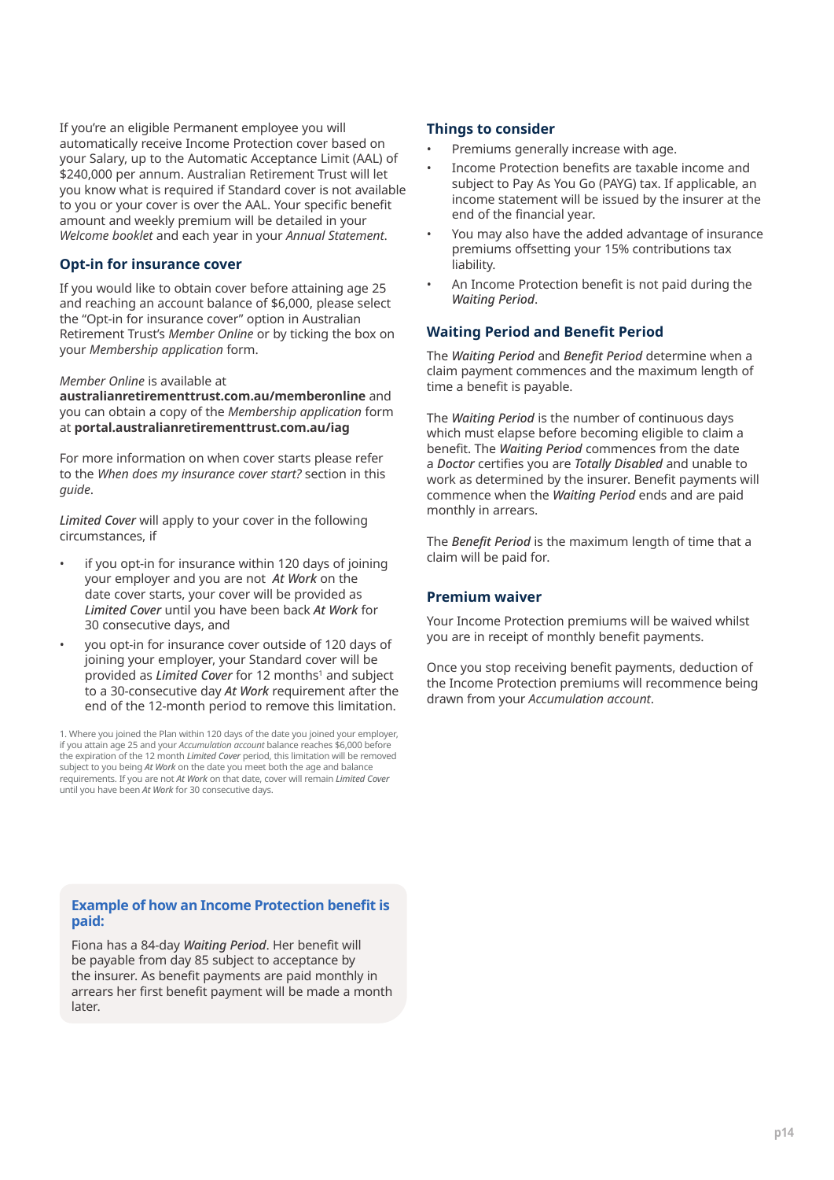If you're an eligible Permanent employee you will automatically receive Income Protection cover based on your Salary, up to the Automatic Acceptance Limit (AAL) of $240,000 per annum. Australian Retirement Trust will let you know what is required if Standard cover is not available to you or your cover is over the AAL. Your specific benefit amount and weekly premium will be detailed in your *Welcome booklet* and each year in your *Annual Statement*.

## Opt-in for insurance cover

If you would like to obtain cover before attaining age 25 and reaching an account balance of $6,000, please select the "Opt-in for insurance cover" option in Australian Retirement Trust's *Member Online* or by ticking the box on your *Membership application* form.

*Member Online* is available at **australianretirementtrust.com.au/memberonline** and you can obtain a copy of the *Membership application* form at **portal.australianretirementtrust.com.au/iag**

For more information on when cover starts please refer to the *When does my insurance cover start?* section in this *guide*.

*Limited Cover* will apply to your cover in the following circumstances, if

- if you opt-in for insurance within 120 days of joining your employer and you are not *At Work* on the date cover starts, your cover will be provided as ***Limited Cover*** until you have been back ***At Work*** for 30 consecutive days, and
- you opt-in for insurance cover outside of 120 days of joining your employer, your Standard cover will be provided as *Limited Cover* for 12 months[1] and subject to a 30-consecutive day ***At Work*** requirement after the end of the 12-month period to remove this limitation.

1. Where you joined the Plan within 120 days of the date you joined your employer, if you attain age 25 and your *Accumulation account* balance reaches $6,000 before the expiration of the 12 month *Limited Cover* period, this limitation will be removed subject to you being *At Work* on the date you meet both the age and balance requirements. If you are not *At Work* on that date, cover will remain *Limited Cover* until you have been *At Work* for 30 consecutive days.

### Example of how an Income Protection benefit is paid:

Fiona has a 84-day *Waiting Period*. Her benefit will be payable from day 85 subject to acceptance by the insurer. As benefit payments are paid monthly in arrears her first benefit payment will be made a month later.

## Things to consider

- Premiums generally increase with age.
- Income Protection benefits are taxable income and subject to Pay As You Go (PAYG) tax. If applicable, an income statement will be issued by the insurer at the end of the financial year.
- You may also have the added advantage of insurance premiums offsetting your 15% contributions tax liability.
- An Income Protection benefit is not paid during the *Waiting Period*.

## Waiting Period and Benefit Period

The *Waiting Period* and *Benefit Period* determine when a claim payment commences and the maximum length of time a benefit is payable.

The *Waiting Period* is the number of continuous days which must elapse before becoming eligible to claim a benefit. The *Waiting Period* commences from the date a *Doctor* certifies you are *Totally Disabled* and unable to work as determined by the insurer. Benefit payments will commence when the ***Waiting Period*** ends and are paid monthly in arrears.

The ***Benefit Period*** is the maximum length of time that a claim will be paid for.

## Premium waiver

Your Income Protection premiums will be waived whilst you are in receipt of monthly benefit payments.

Once you stop receiving benefit payments, deduction of the Income Protection premiums will recommence being drawn from your *Accumulation account*.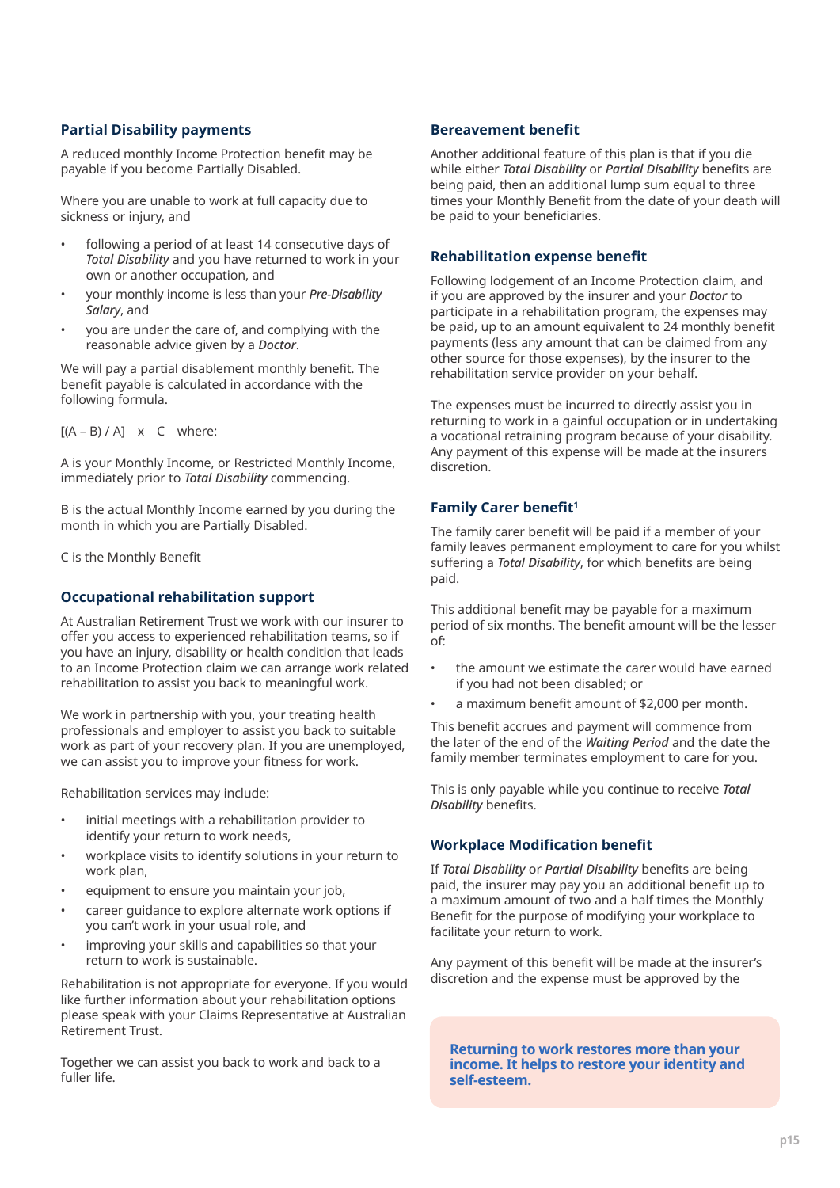## Partial Disability payments

A reduced monthly Income Protection benefit may be payable if you become Partially Disabled.

Where you are unable to work at full capacity due to sickness or injury, and

- following a period of at least 14 consecutive days of ***Total Disability*** and you have returned to work in your own or another occupation, and
- your monthly income is less than your ***Pre-Disability Salary***, and
- you are under the care of, and complying with the reasonable advice given by a ***Doctor***.

We will pay a partial disablement monthly benefit. The benefit payable is calculated in accordance with the following formula.

$[(A - B) / A] \times C$ where:

A is your Monthly Income, or Restricted Monthly Income, immediately prior to ***Total Disability*** commencing.

B is the actual Monthly Income earned by you during the month in which you are Partially Disabled.

C is the Monthly Benefit

## Occupational rehabilitation support

At Australian Retirement Trust we work with our insurer to offer you access to experienced rehabilitation teams, so if you have an injury, disability or health condition that leads to an Income Protection claim we can arrange work related rehabilitation to assist you back to meaningful work.

We work in partnership with you, your treating health professionals and employer to assist you back to suitable work as part of your recovery plan. If you are unemployed, we can assist you to improve your fitness for work.

Rehabilitation services may include:

- initial meetings with a rehabilitation provider to identify your return to work needs,
- workplace visits to identify solutions in your return to work plan,
- equipment to ensure you maintain your job,
- career guidance to explore alternate work options if you can't work in your usual role, and
- improving your skills and capabilities so that your return to work is sustainable.

Rehabilitation is not appropriate for everyone. If you would like further information about your rehabilitation options please speak with your Claims Representative at Australian Retirement Trust.

Together we can assist you back to work and back to a fuller life.

## Bereavement benefit

Another additional feature of this plan is that if you die while either ***Total Disability*** or ***Partial Disability*** benefits are being paid, then an additional lump sum equal to three times your Monthly Benefit from the date of your death will be paid to your beneficiaries.

## Rehabilitation expense benefit

Following lodgement of an Income Protection claim, and if you are approved by the insurer and your ***Doctor*** to participate in a rehabilitation program, the expenses may be paid, up to an amount equivalent to 24 monthly benefit payments (less any amount that can be claimed from any other source for those expenses), by the insurer to the rehabilitation service provider on your behalf.

The expenses must be incurred to directly assist you in returning to work in a gainful occupation or in undertaking a vocational retraining program because of your disability. Any payment of this expense will be made at the insurers discretion.

## Family Carer benefit[1]

The family carer benefit will be paid if a member of your family leaves permanent employment to care for you whilst suffering a ***Total Disability***, for which benefits are being paid.

This additional benefit may be payable for a maximum period of six months. The benefit amount will be the lesser of:

- the amount we estimate the carer would have earned if you had not been disabled; or
- a maximum benefit amount of $2,000 per month.

This benefit accrues and payment will commence from the later of the end of the ***Waiting Period*** and the date the family member terminates employment to care for you.

This is only payable while you continue to receive ***Total Disability*** benefits.

## Workplace Modification benefit

If ***Total Disability*** or ***Partial Disability*** benefits are being paid, the insurer may pay you an additional benefit up to a maximum amount of two and a half times the Monthly Benefit for the purpose of modifying your workplace to facilitate your return to work.

Any payment of this benefit will be made at the insurer's discretion and the expense must be approved by the

**Returning to work restores more than your income. It helps to restore your identity and self-esteem.**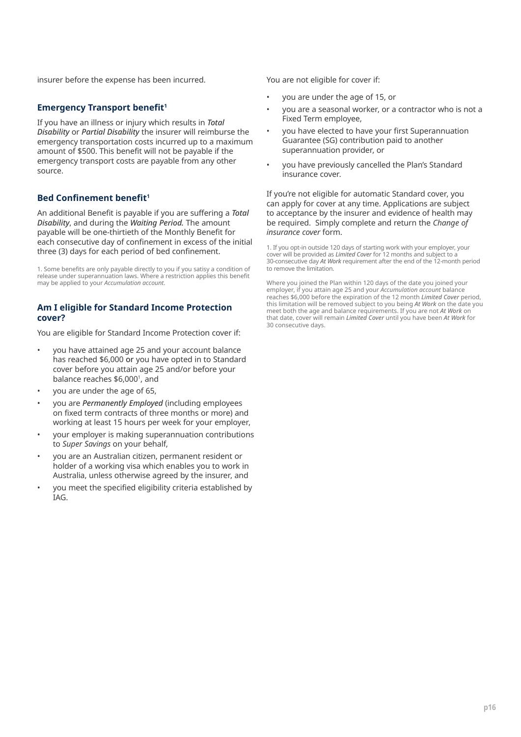insurer before the expense has been incurred.

### Emergency Transport benefit[1]

If you have an illness or injury which results in *Total Disability* or *Partial Disability* the insurer will reimburse the emergency transportation costs incurred up to a maximum amount of $500. This benefit will not be payable if the emergency transport costs are payable from any other source.

### Bed Confinement benefit[1]

An additional Benefit is payable if you are suffering a *Total Disability*, and during the *Waiting Period.* The amount payable will be one-thirtieth of the Monthly Benefit for each consecutive day of confinement in excess of the initial three (3) days for each period of bed confinement.

1. Some benefits are only payable directly to you if you satisy a condition of release under superannuation laws. Where a restriction applies this benefit may be applied to your *Accumulation account*.

### Am I eligible for Standard Income Protection cover?

You are eligible for Standard Income Protection cover if:

- you have attained age 25 and your account balance has reached $6,000 or you have opted in to Standard cover before you attain age 25 and/or before your balance reaches $6,000[1], and
- you are under the age of 65,
- you are ***Permanently Employed*** (including employees on fixed term contracts of three months or more) and working at least 15 hours per week for your employer,
- your employer is making superannuation contributions to *Super Savings* on your behalf,
- you are an Australian citizen, permanent resident or holder of a working visa which enables you to work in Australia, unless otherwise agreed by the insurer, and
- you meet the specified eligibility criteria established by IAG.

You are not eligible for cover if:

- you are under the age of 15, or
- you are a seasonal worker, or a contractor who is not a Fixed Term employee,
- you have elected to have your first Superannuation Guarantee (SG) contribution paid to another superannuation provider, or
- you have previously cancelled the Plan's Standard insurance cover.

If you're not eligible for automatic Standard cover, you can apply for cover at any time. Applications are subject to acceptance by the insurer and evidence of health may be required. Simply complete and return the *Change of insurance cover* form.

1. If you opt-in outside 120 days of starting work with your employer, your cover will be provided as ***Limited Cover*** for 12 months and subject to a 30-consecutive day ***At Work*** requirement after the end of the 12-month period to remove the limitation.

Where you joined the Plan within 120 days of the date you joined your employer, if you attain age 25 and your *Accumulation account* balance reaches $6,000 before the expiration of the 12 month ***Limited Cover*** period, this limitation will be removed subject to you being ***At Work*** on the date you meet both the age and balance requirements. If you are not ***At Work*** on that date, cover will remain ***Limited Cover*** until you have been ***At Work*** for 30 consecutive days.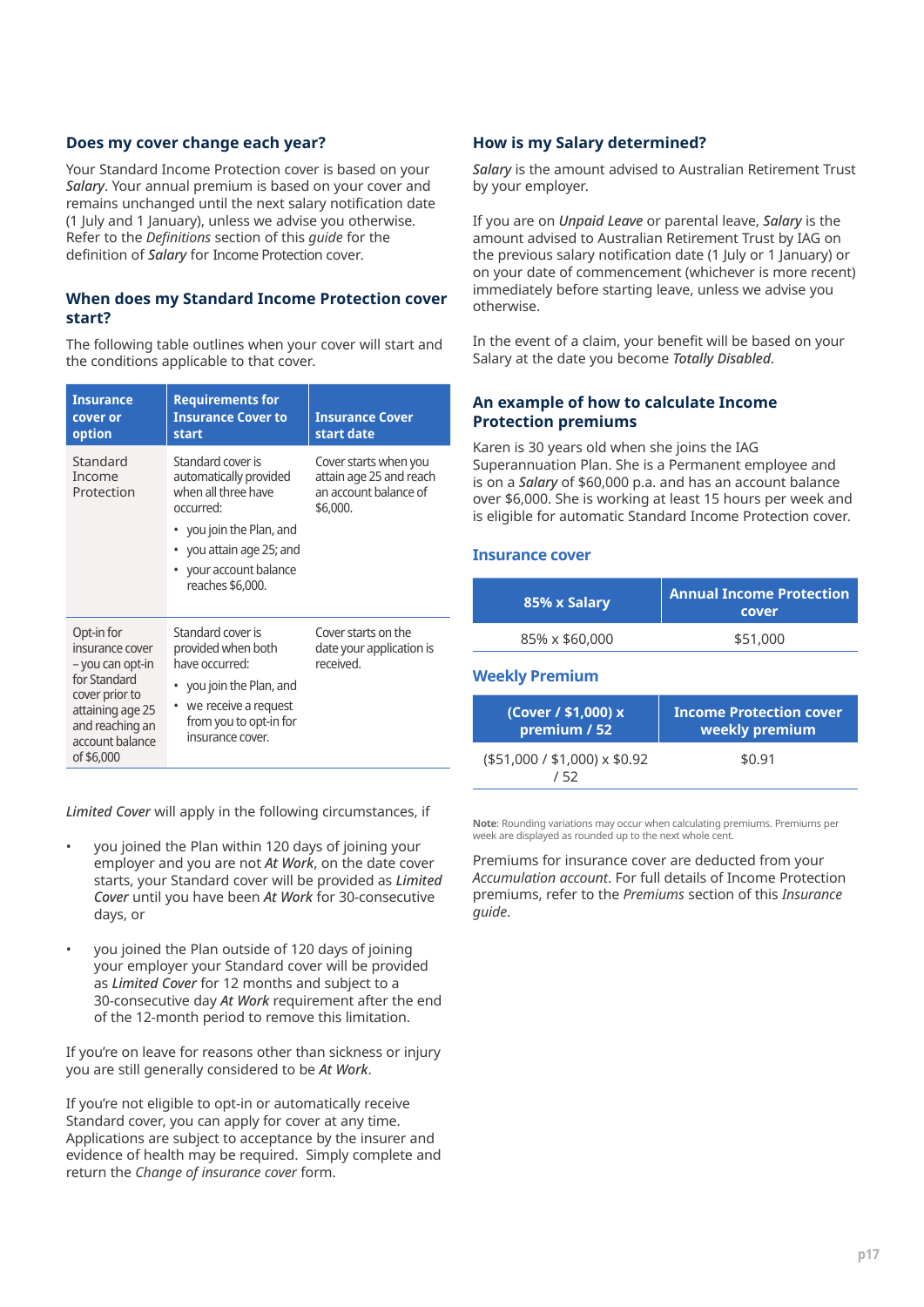## Does my cover change each year?

Your Standard Income Protection cover is based on your *Salary*. Your annual premium is based on your cover and remains unchanged until the next salary notification date (1 July and 1 January), unless we advise you otherwise. Refer to the *Definitions* section of this *guide* for the definition of *Salary* for Income Protection cover.

## When does my Standard Income Protection cover start?

The following table outlines when your cover will start and the conditions applicable to that cover.

| Insurance cover option | Requirements for Insurance Cover to start | Insurance Cover start date |
|---|---|---|
| Standard Income Protection | Standard cover is automatically provided when all three have occurred:<br>• you join the Plan, and<br>• you attain age 25; and<br>• your account balance reaches $6,000. | Cover starts when you attain age 25 and reach an account balance of $6,000. |
| Opt-in for insurance cover – you can opt-in for Standard cover prior to attaining age 25 and reaching an account balance of $6,000 | Standard cover is provided when both have occurred:<br>• you join the Plan, and<br>• we receive a request from you to opt-in for insurance cover. | Cover starts on the date your application is received. |

*Limited Cover* will apply in the following circumstances, if

- you joined the Plan within 120 days of joining your employer and you are not ***At Work***, on the date cover starts, your Standard cover will be provided as *Limited Cover* until you have been ***At Work*** for 30-consecutive days, or
- you joined the Plan outside of 120 days of joining your employer your Standard cover will be provided as *Limited Cover* for 12 months and subject to a 30-consecutive day *At Work* requirement after the end of the 12-month period to remove this limitation.

If you're on leave for reasons other than sickness or injury you are still generally considered to be *At Work*.

If you're not eligible to opt-in or automatically receive Standard cover, you can apply for cover at any time. Applications are subject to acceptance by the insurer and evidence of health may be required. Simply complete and return the *Change of insurance cover* form.

## How is my Salary determined?

***Salary*** is the amount advised to Australian Retirement Trust by your employer.

If you are on *Unpaid Leave* or parental leave, ***Salary*** is the amount advised to Australian Retirement Trust by IAG on the previous salary notification date (1 July or 1 January) or on your date of commencement (whichever is more recent) immediately before starting leave, unless we advise you otherwise.

In the event of a claim, your benefit will be based on your Salary at the date you become *Totally Disabled*.

## An example of how to calculate Income Protection premiums

Karen is 30 years old when she joins the IAG Superannuation Plan. She is a Permanent employee and is on a ***Salary*** of $60,000 p.a. and has an account balance over $6,000. She is working at least 15 hours per week and is eligible for automatic Standard Income Protection cover.

### Insurance cover

| 85% x Salary | Annual Income Protection cover |
|---|---|
| 85% x $60,000 | $51,000 |

### Weekly Premium

| (Cover / $1,000) x premium / 52 | Income Protection cover weekly premium |
|---|---|
| ($51,000 / $1,000) x $0.92 / 52 | $0.91 |

**Note**: Rounding variations may occur when calculating premiums. Premiums per week are displayed as rounded up to the next whole cent.

Premiums for insurance cover are deducted from your *Accumulation account*. For full details of Income Protection premiums, refer to the *Premiums* section of this *Insurance guide*.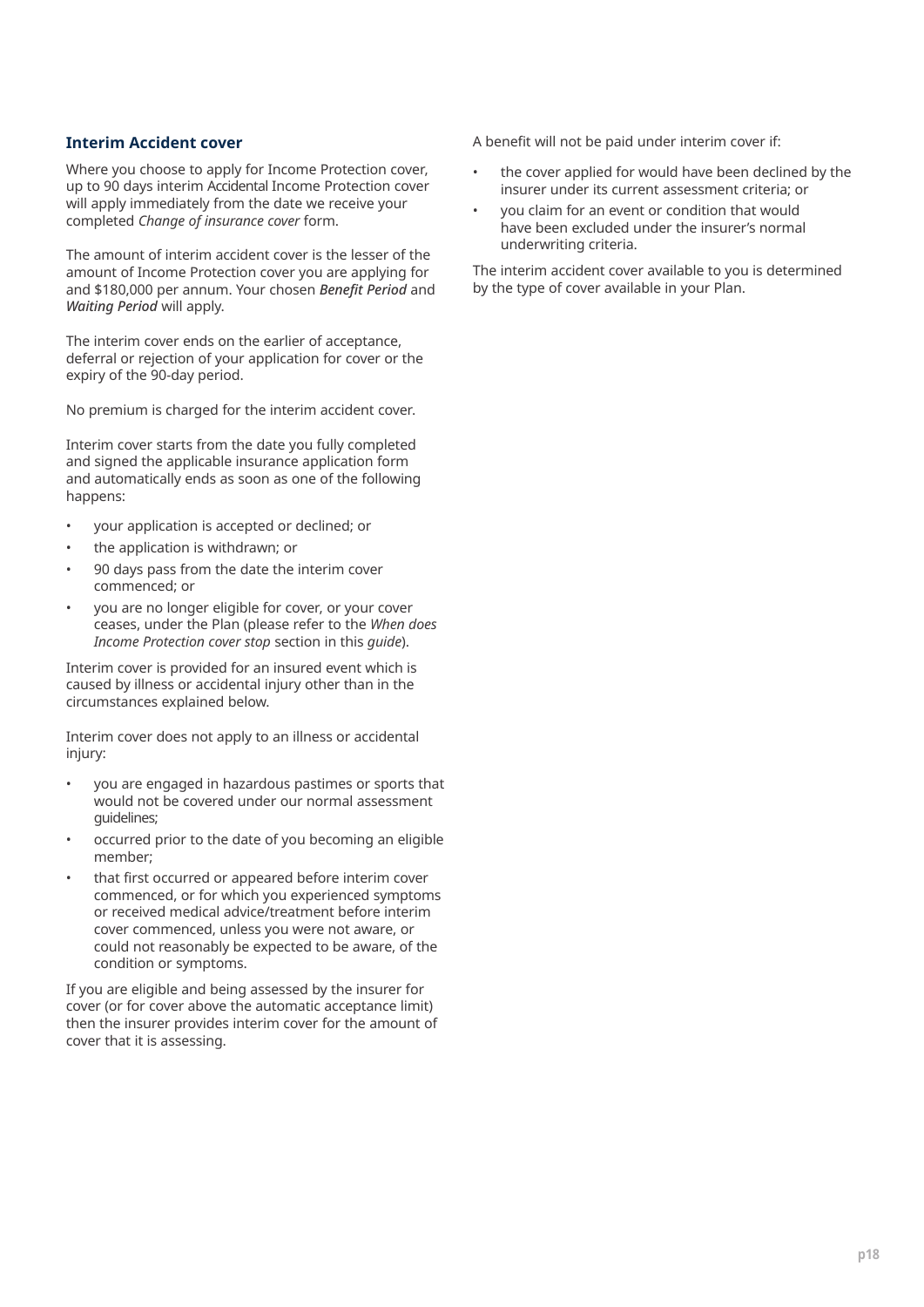### Interim Accident cover

Where you choose to apply for Income Protection cover, up to 90 days interim Accidental Income Protection cover will apply immediately from the date we receive your completed *Change of insurance cover* form.

The amount of interim accident cover is the lesser of the amount of Income Protection cover you are applying for and $180,000 per annum. Your chosen ***Benefit Period*** and ***Waiting Period*** will apply.

The interim cover ends on the earlier of acceptance, deferral or rejection of your application for cover or the expiry of the 90-day period.

No premium is charged for the interim accident cover.

Interim cover starts from the date you fully completed and signed the applicable insurance application form and automatically ends as soon as one of the following happens:

- your application is accepted or declined; or
- the application is withdrawn; or
- 90 days pass from the date the interim cover commenced; or
- you are no longer eligible for cover, or your cover ceases, under the Plan (please refer to the *When does Income Protection cover stop* section in this *guide*).

Interim cover is provided for an insured event which is caused by illness or accidental injury other than in the circumstances explained below.

Interim cover does not apply to an illness or accidental injury:

- you are engaged in hazardous pastimes or sports that would not be covered under our normal assessment guidelines;
- occurred prior to the date of you becoming an eligible member;
- that first occurred or appeared before interim cover commenced, or for which you experienced symptoms or received medical advice/treatment before interim cover commenced, unless you were not aware, or could not reasonably be expected to be aware, of the condition or symptoms.

If you are eligible and being assessed by the insurer for cover (or for cover above the automatic acceptance limit) then the insurer provides interim cover for the amount of cover that it is assessing.

A benefit will not be paid under interim cover if:

- the cover applied for would have been declined by the insurer under its current assessment criteria; or
- you claim for an event or condition that would have been excluded under the insurer's normal underwriting criteria.

The interim accident cover available to you is determined by the type of cover available in your Plan.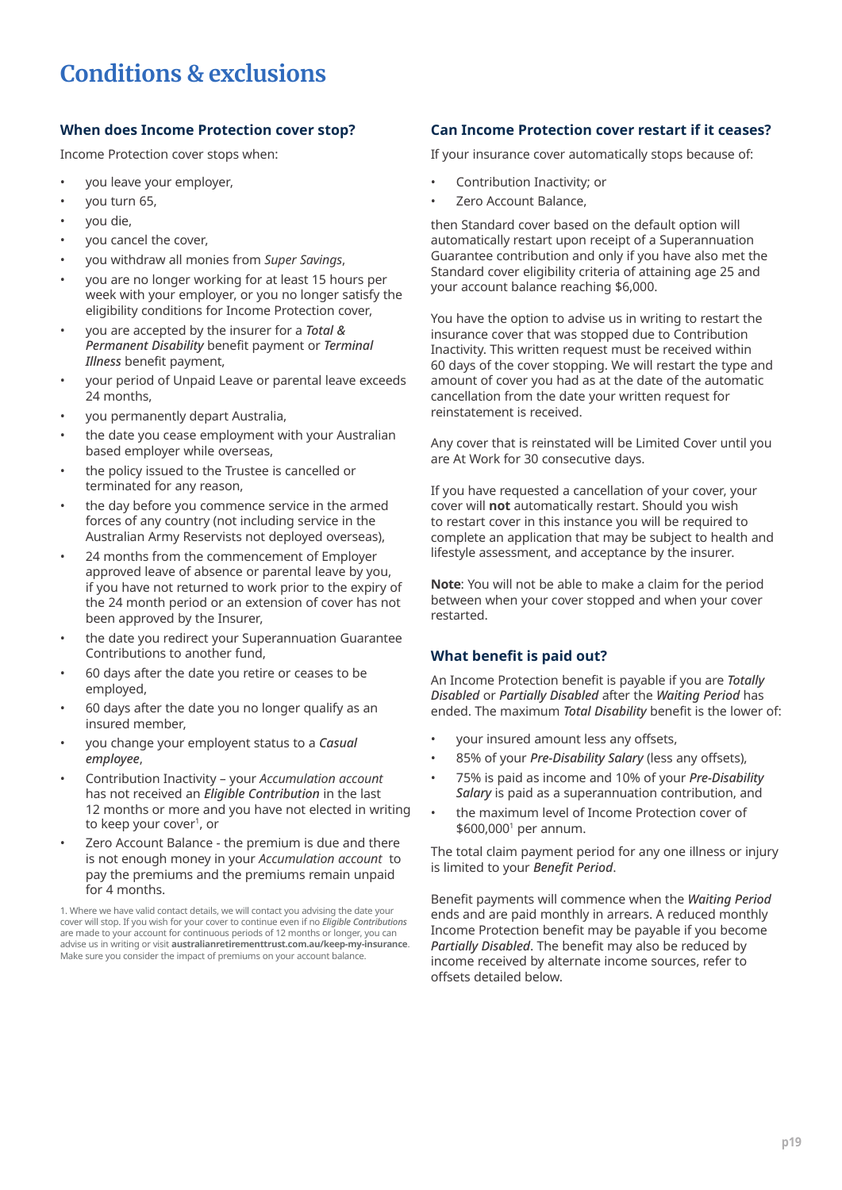# Conditions & exclusions

## When does Income Protection cover stop?

Income Protection cover stops when:

- you leave your employer,
- you turn 65,
- you die,
- you cancel the cover,
- you withdraw all monies from *Super Savings*,
- you are no longer working for at least 15 hours per week with your employer, or you no longer satisfy the eligibility conditions for Income Protection cover,
- you are accepted by the insurer for a ***Total & Permanent Disability*** benefit payment or ***Terminal Illness*** benefit payment,
- your period of Unpaid Leave or parental leave exceeds 24 months,
- you permanently depart Australia,
- the date you cease employment with your Australian based employer while overseas,
- the policy issued to the Trustee is cancelled or terminated for any reason,
- the day before you commence service in the armed forces of any country (not including service in the Australian Army Reservists not deployed overseas),
- 24 months from the commencement of Employer approved leave of absence or parental leave by you, if you have not returned to work prior to the expiry of the 24 month period or an extension of cover has not been approved by the Insurer,
- the date you redirect your Superannuation Guarantee Contributions to another fund,
- 60 days after the date you retire or ceases to be employed,
- 60 days after the date you no longer qualify as an insured member,
- you change your employent status to a *Casual employee*,
- Contribution Inactivity – your *Accumulation account* has not received an ***Eligible Contribution*** in the last 12 months or more and you have not elected in writing to keep your cover[1], or
- Zero Account Balance - the premium is due and there is not enough money in your *Accumulation account* to pay the premiums and the premiums remain unpaid for 4 months.

1. Where we have valid contact details, we will contact you advising the date your cover will stop. If you wish for your cover to continue even if no *Eligible Contributions* are made to your account for continuous periods of 12 months or longer, you can advise us in writing or visit **australianretirementtrust.com.au/keep-my-insurance**. Make sure you consider the impact of premiums on your account balance.

## Can Income Protection cover restart if it ceases?

If your insurance cover automatically stops because of:

- Contribution Inactivity; or
- Zero Account Balance,

then Standard cover based on the default option will automatically restart upon receipt of a Superannuation Guarantee contribution and only if you have also met the Standard cover eligibility criteria of attaining age 25 and your account balance reaching $6,000.

You have the option to advise us in writing to restart the insurance cover that was stopped due to Contribution Inactivity. This written request must be received within 60 days of the cover stopping. We will restart the type and amount of cover you had as at the date of the automatic cancellation from the date your written request for reinstatement is received.

Any cover that is reinstated will be Limited Cover until you are At Work for 30 consecutive days.

If you have requested a cancellation of your cover, your cover will **not** automatically restart. Should you wish to restart cover in this instance you will be required to complete an application that may be subject to health and lifestyle assessment, and acceptance by the insurer.

**Note**: You will not be able to make a claim for the period between when your cover stopped and when your cover restarted.

## What benefit is paid out?

An Income Protection benefit is payable if you are ***Totally Disabled*** or ***Partially Disabled*** after the ***Waiting Period*** has ended. The maximum ***Total Disability*** benefit is the lower of:

- your insured amount less any offsets,
- 85% of your ***Pre-Disability Salary*** (less any offsets),
- 75% is paid as income and 10% of your ***Pre-Disability Salary*** is paid as a superannuation contribution, and
- the maximum level of Income Protection cover of $600,000[1] per annum.

The total claim payment period for any one illness or injury is limited to your ***Benefit Period***.

Benefit payments will commence when the ***Waiting Period*** ends and are paid monthly in arrears. A reduced monthly Income Protection benefit may be payable if you become ***Partially Disabled***. The benefit may also be reduced by income received by alternate income sources, refer to offsets detailed below.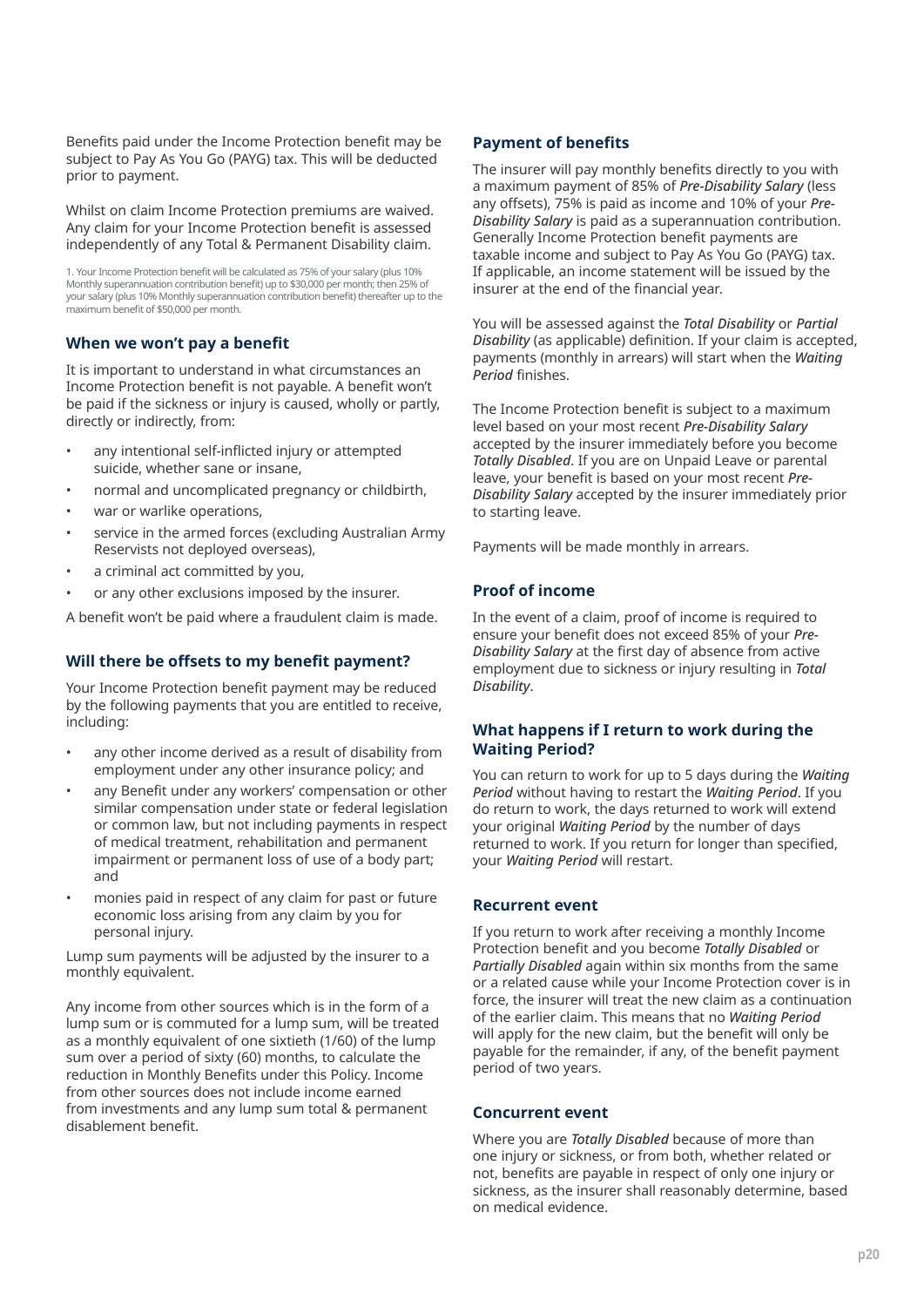Benefits paid under the Income Protection benefit may be subject to Pay As You Go (PAYG) tax. This will be deducted prior to payment.

Whilst on claim Income Protection premiums are waived. Any claim for your Income Protection benefit is assessed independently of any Total & Permanent Disability claim.

1. Your Income Protection benefit will be calculated as 75% of your salary (plus 10% Monthly superannuation contribution benefit) up to $30,000 per month; then 25% of your salary (plus 10% Monthly superannuation contribution benefit) thereafter up to the maximum benefit of $50,000 per month.

### When we won't pay a benefit

It is important to understand in what circumstances an Income Protection benefit is not payable. A benefit won't be paid if the sickness or injury is caused, wholly or partly, directly or indirectly, from:

- any intentional self-inflicted injury or attempted suicide, whether sane or insane,
- normal and uncomplicated pregnancy or childbirth,
- war or warlike operations,
- service in the armed forces (excluding Australian Army Reservists not deployed overseas),
- a criminal act committed by you,
- or any other exclusions imposed by the insurer.

A benefit won't be paid where a fraudulent claim is made.

### Will there be offsets to my benefit payment?

Your Income Protection benefit payment may be reduced by the following payments that you are entitled to receive, including:

- any other income derived as a result of disability from employment under any other insurance policy; and
- any Benefit under any workers' compensation or other similar compensation under state or federal legislation or common law, but not including payments in respect of medical treatment, rehabilitation and permanent impairment or permanent loss of use of a body part; and
- monies paid in respect of any claim for past or future economic loss arising from any claim by you for personal injury.

Lump sum payments will be adjusted by the insurer to a monthly equivalent.

Any income from other sources which is in the form of a lump sum or is commuted for a lump sum, will be treated as a monthly equivalent of one sixtieth (1/60) of the lump sum over a period of sixty (60) months, to calculate the reduction in Monthly Benefits under this Policy. Income from other sources does not include income earned from investments and any lump sum total & permanent disablement benefit.

### Payment of benefits

The insurer will pay monthly benefits directly to you with a maximum payment of 85% of ***Pre-Disability Salary*** (less any offsets), 75% is paid as income and 10% of your ***Pre-Disability Salary*** is paid as a superannuation contribution. Generally Income Protection benefit payments are taxable income and subject to Pay As You Go (PAYG) tax. If applicable, an income statement will be issued by the insurer at the end of the financial year.

You will be assessed against the ***Total Disability*** or ***Partial Disability*** (as applicable) definition. If your claim is accepted, payments (monthly in arrears) will start when the ***Waiting Period*** finishes.

The Income Protection benefit is subject to a maximum level based on your most recent ***Pre-Disability Salary*** accepted by the insurer immediately before you become ***Totally Disabled***. If you are on Unpaid Leave or parental leave, your benefit is based on your most recent ***Pre-Disability Salary*** accepted by the insurer immediately prior to starting leave.

Payments will be made monthly in arrears.

### Proof of income

In the event of a claim, proof of income is required to ensure your benefit does not exceed 85% of your ***Pre-Disability Salary*** at the first day of absence from active employment due to sickness or injury resulting in ***Total Disability***.

### What happens if I return to work during the Waiting Period?

You can return to work for up to 5 days during the ***Waiting Period*** without having to restart the ***Waiting Period***. If you do return to work, the days returned to work will extend your original ***Waiting Period*** by the number of days returned to work. If you return for longer than specified, your ***Waiting Period*** will restart.

### Recurrent event

If you return to work after receiving a monthly Income Protection benefit and you become ***Totally Disabled*** or ***Partially Disabled*** again within six months from the same or a related cause while your Income Protection cover is in force, the insurer will treat the new claim as a continuation of the earlier claim. This means that no ***Waiting Period*** will apply for the new claim, but the benefit will only be payable for the remainder, if any, of the benefit payment period of two years.

### Concurrent event

Where you are ***Totally Disabled*** because of more than one injury or sickness, or from both, whether related or not, benefits are payable in respect of only one injury or sickness, as the insurer shall reasonably determine, based on medical evidence.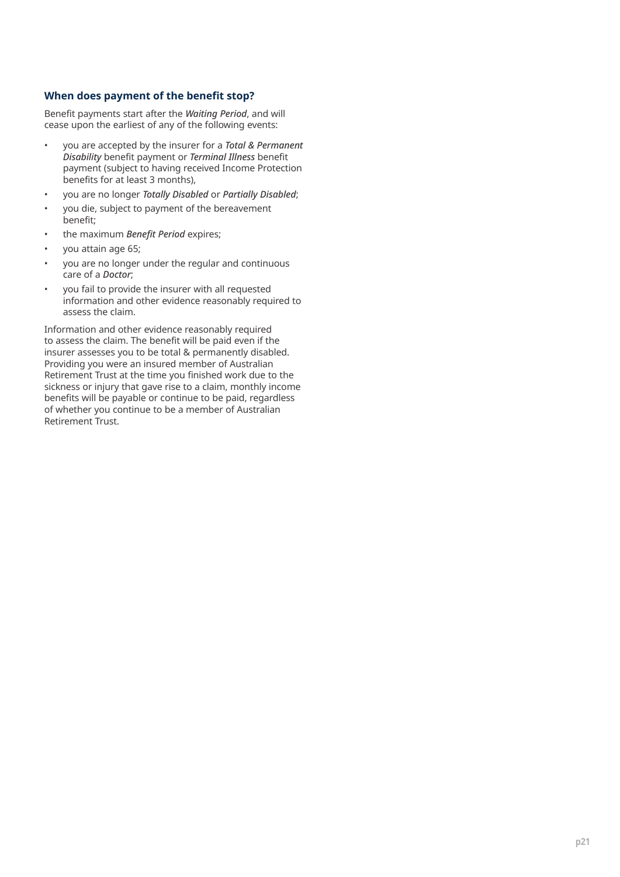### When does payment of the benefit stop?

Benefit payments start after the *Waiting Period*, and will cease upon the earliest of any of the following events:

- you are accepted by the insurer for a ***Total & Permanent Disability*** benefit payment or *Terminal Illness* benefit payment (subject to having received Income Protection benefits for at least 3 months),
- you are no longer ***Totally Disabled*** or ***Partially Disabled***;
- you die, subject to payment of the bereavement benefit;
- the maximum *Benefit Period* expires;
- you attain age 65;
- you are no longer under the regular and continuous care of a *Doctor*;
- you fail to provide the insurer with all requested information and other evidence reasonably required to assess the claim.

Information and other evidence reasonably required to assess the claim. The benefit will be paid even if the insurer assesses you to be total & permanently disabled. Providing you were an insured member of Australian Retirement Trust at the time you finished work due to the sickness or injury that gave rise to a claim, monthly income benefits will be payable or continue to be paid, regardless of whether you continue to be a member of Australian Retirement Trust.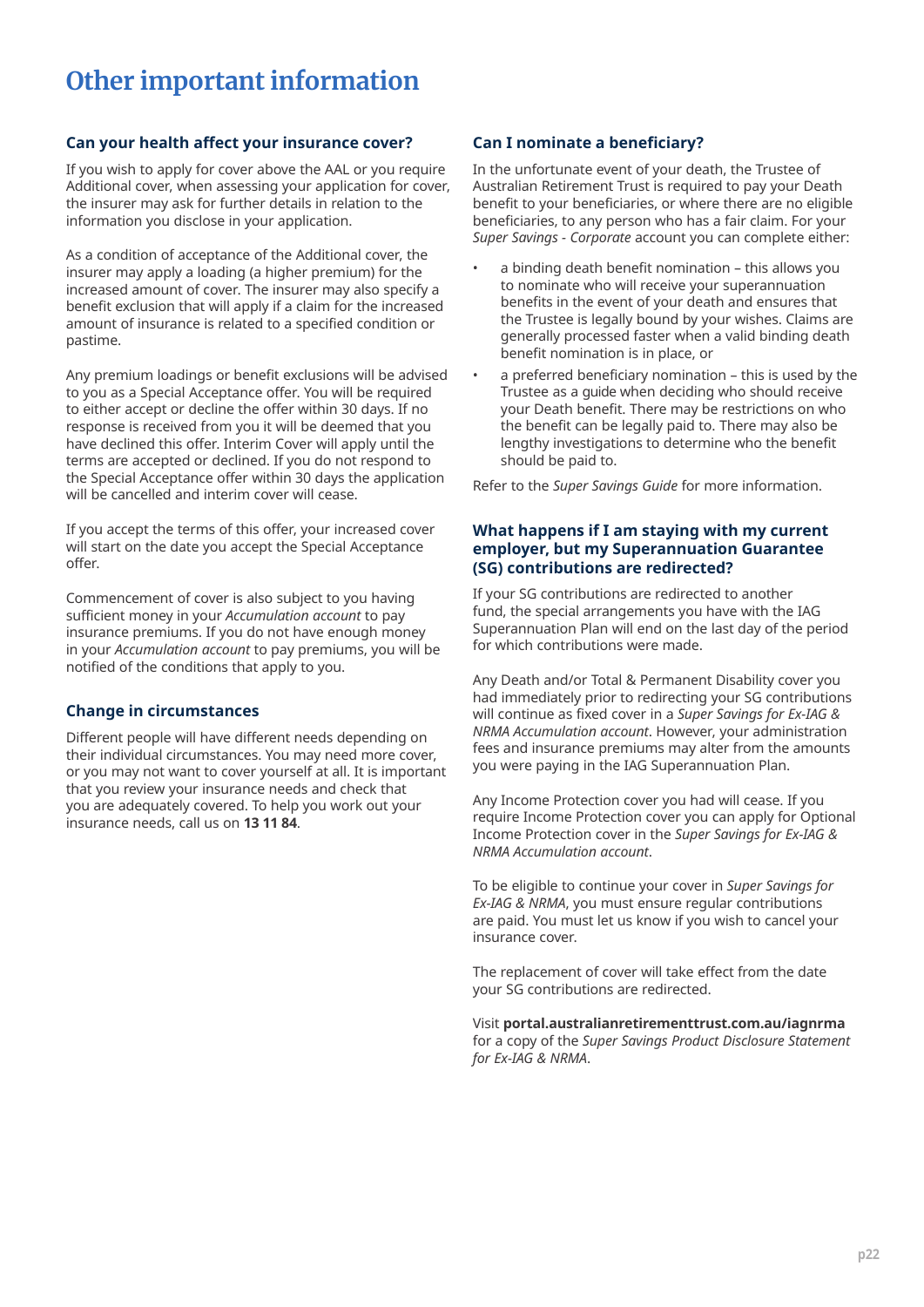# Other important information

## Can your health affect your insurance cover?

If you wish to apply for cover above the AAL or you require Additional cover, when assessing your application for cover, the insurer may ask for further details in relation to the information you disclose in your application.

As a condition of acceptance of the Additional cover, the insurer may apply a loading (a higher premium) for the increased amount of cover. The insurer may also specify a benefit exclusion that will apply if a claim for the increased amount of insurance is related to a specified condition or pastime.

Any premium loadings or benefit exclusions will be advised to you as a Special Acceptance offer. You will be required to either accept or decline the offer within 30 days. If no response is received from you it will be deemed that you have declined this offer. Interim Cover will apply until the terms are accepted or declined. If you do not respond to the Special Acceptance offer within 30 days the application will be cancelled and interim cover will cease.

If you accept the terms of this offer, your increased cover will start on the date you accept the Special Acceptance offer.

Commencement of cover is also subject to you having sufficient money in your *Accumulation account* to pay insurance premiums. If you do not have enough money in your *Accumulation account* to pay premiums, you will be notified of the conditions that apply to you.

## Change in circumstances

Different people will have different needs depending on their individual circumstances. You may need more cover, or you may not want to cover yourself at all. It is important that you review your insurance needs and check that you are adequately covered. To help you work out your insurance needs, call us on **13 11 84**.

## Can I nominate a beneficiary?

In the unfortunate event of your death, the Trustee of Australian Retirement Trust is required to pay your Death benefit to your beneficiaries, or where there are no eligible beneficiaries, to any person who has a fair claim. For your *Super Savings - Corporate* account you can complete either:

- a binding death benefit nomination – this allows you to nominate who will receive your superannuation benefits in the event of your death and ensures that the Trustee is legally bound by your wishes. Claims are generally processed faster when a valid binding death benefit nomination is in place, or
- a preferred beneficiary nomination – this is used by the Trustee as a guide when deciding who should receive your Death benefit. There may be restrictions on who the benefit can be legally paid to. There may also be lengthy investigations to determine who the benefit should be paid to.

Refer to the *Super Savings Guide* for more information.

## What happens if I am staying with my current employer, but my Superannuation Guarantee (SG) contributions are redirected?

If your SG contributions are redirected to another fund, the special arrangements you have with the IAG Superannuation Plan will end on the last day of the period for which contributions were made.

Any Death and/or Total & Permanent Disability cover you had immediately prior to redirecting your SG contributions will continue as fixed cover in a *Super Savings for Ex-IAG & NRMA Accumulation account*. However, your administration fees and insurance premiums may alter from the amounts you were paying in the IAG Superannuation Plan.

Any Income Protection cover you had will cease. If you require Income Protection cover you can apply for Optional Income Protection cover in the *Super Savings for Ex-IAG & NRMA Accumulation account*.

To be eligible to continue your cover in *Super Savings for Ex-IAG & NRMA*, you must ensure regular contributions are paid. You must let us know if you wish to cancel your insurance cover.

The replacement of cover will take effect from the date your SG contributions are redirected.

Visit **portal.australianretirementtrust.com.au/iagnrma** for a copy of the *Super Savings Product Disclosure Statement for Ex-IAG & NRMA*.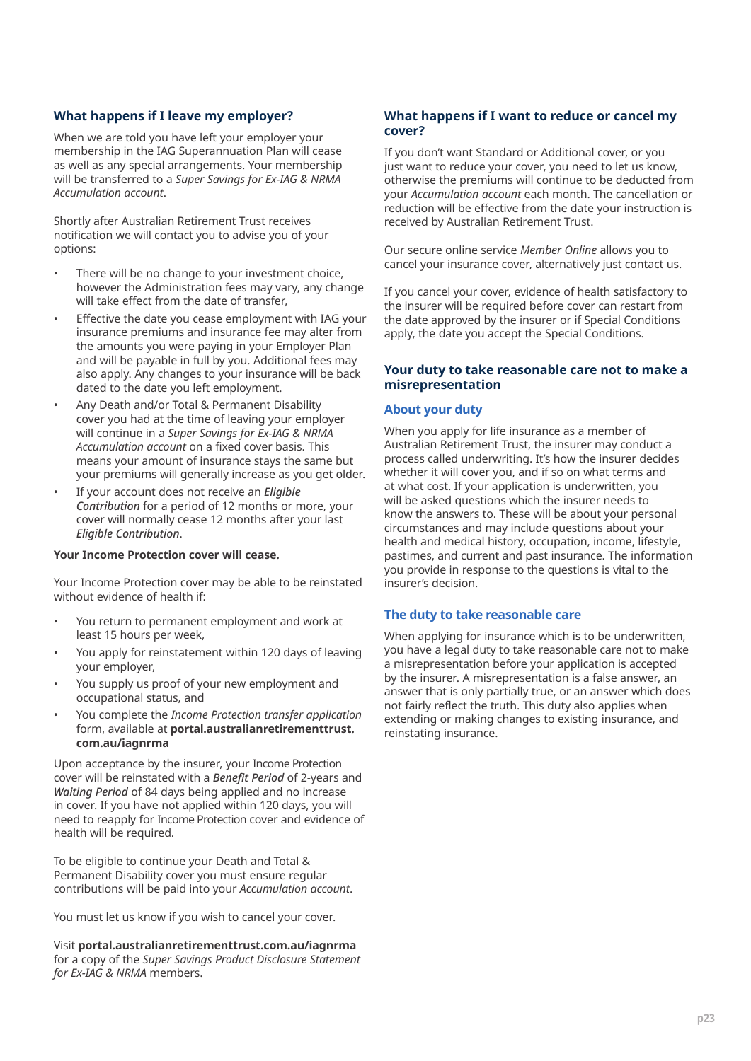## What happens if I leave my employer?

When we are told you have left your employer your membership in the IAG Superannuation Plan will cease as well as any special arrangements. Your membership will be transferred to a *Super Savings for Ex-IAG & NRMA Accumulation account*.

Shortly after Australian Retirement Trust receives notification we will contact you to advise you of your options:

- There will be no change to your investment choice, however the Administration fees may vary, any change will take effect from the date of transfer,
- Effective the date you cease employment with IAG your insurance premiums and insurance fee may alter from the amounts you were paying in your Employer Plan and will be payable in full by you. Additional fees may also apply. Any changes to your insurance will be back dated to the date you left employment.
- Any Death and/or Total & Permanent Disability cover you had at the time of leaving your employer will continue in a *Super Savings for Ex-IAG & NRMA Accumulation account* on a fixed cover basis. This means your amount of insurance stays the same but your premiums will generally increase as you get older.
- If your account does not receive an ***Eligible Contribution*** for a period of 12 months or more, your cover will normally cease 12 months after your last ***Eligible Contribution***.

**Your Income Protection cover will cease.**

Your Income Protection cover may be able to be reinstated without evidence of health if:

- You return to permanent employment and work at least 15 hours per week,
- You apply for reinstatement within 120 days of leaving your employer,
- You supply us proof of your new employment and occupational status, and
- You complete the *Income Protection transfer application* form, available at **portal.australianretirementtrust.com.au/iagnrma**

Upon acceptance by the insurer, your Income Protection cover will be reinstated with a ***Benefit Period*** of 2-years and ***Waiting Period*** of 84 days being applied and no increase in cover. If you have not applied within 120 days, you will need to reapply for Income Protection cover and evidence of health will be required.

To be eligible to continue your Death and Total & Permanent Disability cover you must ensure regular contributions will be paid into your *Accumulation account*.

You must let us know if you wish to cancel your cover.

Visit **portal.australianretirementtrust.com.au/iagnrma** for a copy of the *Super Savings Product Disclosure Statement for Ex-IAG & NRMA* members.

## What happens if I want to reduce or cancel my cover?

If you don't want Standard or Additional cover, or you just want to reduce your cover, you need to let us know, otherwise the premiums will continue to be deducted from your *Accumulation account* each month. The cancellation or reduction will be effective from the date your instruction is received by Australian Retirement Trust.

Our secure online service *Member Online* allows you to cancel your insurance cover, alternatively just contact us.

If you cancel your cover, evidence of health satisfactory to the insurer will be required before cover can restart from the date approved by the insurer or if Special Conditions apply, the date you accept the Special Conditions.

## Your duty to take reasonable care not to make a misrepresentation

### About your duty

When you apply for life insurance as a member of Australian Retirement Trust, the insurer may conduct a process called underwriting. It's how the insurer decides whether it will cover you, and if so on what terms and at what cost. If your application is underwritten, you will be asked questions which the insurer needs to know the answers to. These will be about your personal circumstances and may include questions about your health and medical history, occupation, income, lifestyle, pastimes, and current and past insurance. The information you provide in response to the questions is vital to the insurer's decision.

### The duty to take reasonable care

When applying for insurance which is to be underwritten, you have a legal duty to take reasonable care not to make a misrepresentation before your application is accepted by the insurer. A misrepresentation is a false answer, an answer that is only partially true, or an answer which does not fairly reflect the truth. This duty also applies when extending or making changes to existing insurance, and reinstating insurance.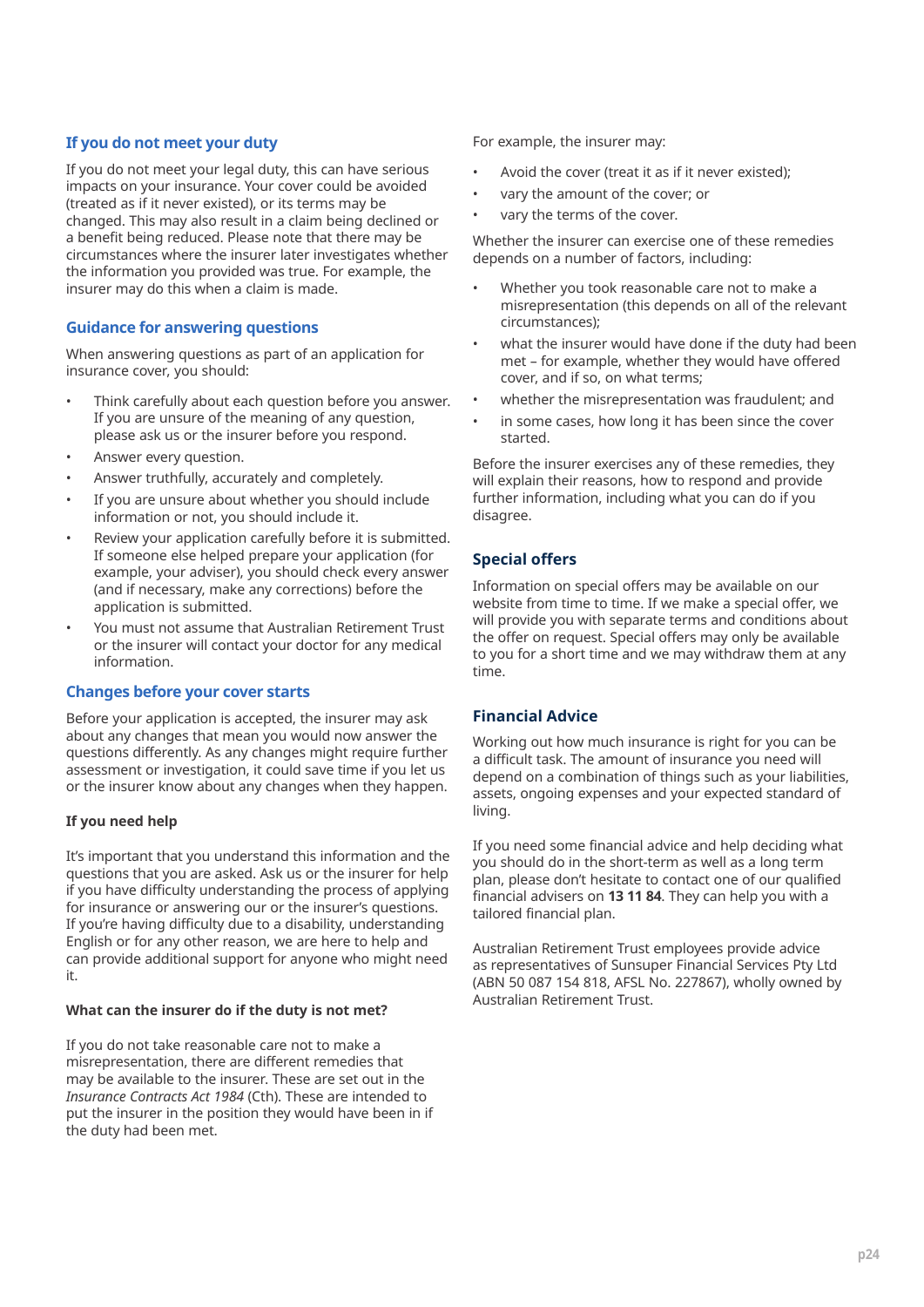## If you do not meet your duty

If you do not meet your legal duty, this can have serious impacts on your insurance. Your cover could be avoided (treated as if it never existed), or its terms may be changed. This may also result in a claim being declined or a benefit being reduced. Please note that there may be circumstances where the insurer later investigates whether the information you provided was true. For example, the insurer may do this when a claim is made.

## Guidance for answering questions

When answering questions as part of an application for insurance cover, you should:

- Think carefully about each question before you answer. If you are unsure of the meaning of any question, please ask us or the insurer before you respond.
- Answer every question.
- Answer truthfully, accurately and completely.
- If you are unsure about whether you should include information or not, you should include it.
- Review your application carefully before it is submitted. If someone else helped prepare your application (for example, your adviser), you should check every answer (and if necessary, make any corrections) before the application is submitted.
- You must not assume that Australian Retirement Trust or the insurer will contact your doctor for any medical information.

## Changes before your cover starts

Before your application is accepted, the insurer may ask about any changes that mean you would now answer the questions differently. As any changes might require further assessment or investigation, it could save time if you let us or the insurer know about any changes when they happen.

### If you need help

It's important that you understand this information and the questions that you are asked. Ask us or the insurer for help if you have difficulty understanding the process of applying for insurance or answering our or the insurer's questions. If you're having difficulty due to a disability, understanding English or for any other reason, we are here to help and can provide additional support for anyone who might need it.

### What can the insurer do if the duty is not met?

If you do not take reasonable care not to make a misrepresentation, there are different remedies that may be available to the insurer. These are set out in the *Insurance Contracts Act 1984* (Cth). These are intended to put the insurer in the position they would have been in if the duty had been met.

For example, the insurer may:

- Avoid the cover (treat it as if it never existed);
- vary the amount of the cover; or
- vary the terms of the cover.

Whether the insurer can exercise one of these remedies depends on a number of factors, including:

- Whether you took reasonable care not to make a misrepresentation (this depends on all of the relevant circumstances);
- what the insurer would have done if the duty had been met – for example, whether they would have offered cover, and if so, on what terms;
- whether the misrepresentation was fraudulent; and
- in some cases, how long it has been since the cover started.

Before the insurer exercises any of these remedies, they will explain their reasons, how to respond and provide further information, including what you can do if you disagree.

## Special offers

Information on special offers may be available on our website from time to time. If we make a special offer, we will provide you with separate terms and conditions about the offer on request. Special offers may only be available to you for a short time and we may withdraw them at any time.

## Financial Advice

Working out how much insurance is right for you can be a difficult task. The amount of insurance you need will depend on a combination of things such as your liabilities, assets, ongoing expenses and your expected standard of living.

If you need some financial advice and help deciding what you should do in the short-term as well as a long term plan, please don't hesitate to contact one of our qualified financial advisers on **13 11 84**. They can help you with a tailored financial plan.

Australian Retirement Trust employees provide advice as representatives of Sunsuper Financial Services Pty Ltd (ABN 50 087 154 818, AFSL No. 227867), wholly owned by Australian Retirement Trust.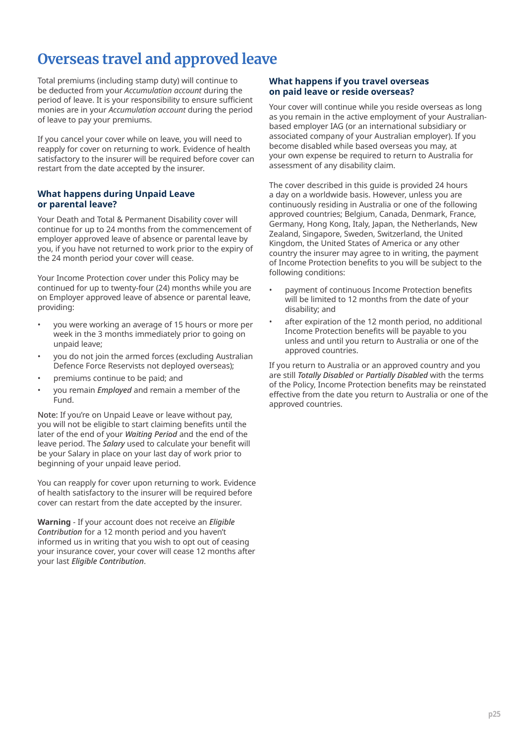# Overseas travel and approved leave

Total premiums (including stamp duty) will continue to be deducted from your *Accumulation account* during the period of leave. It is your responsibility to ensure sufficient monies are in your *Accumulation account* during the period of leave to pay your premiums.

If you cancel your cover while on leave, you will need to reapply for cover on returning to work. Evidence of health satisfactory to the insurer will be required before cover can restart from the date accepted by the insurer.

### What happens during Unpaid Leave or parental leave?

Your Death and Total & Permanent Disability cover will continue for up to 24 months from the commencement of employer approved leave of absence or parental leave by you, if you have not returned to work prior to the expiry of the 24 month period your cover will cease.

Your Income Protection cover under this Policy may be continued for up to twenty-four (24) months while you are on Employer approved leave of absence or parental leave, providing:

- you were working an average of 15 hours or more per week in the 3 months immediately prior to going on unpaid leave;
- you do not join the armed forces (excluding Australian Defence Force Reservists not deployed overseas);
- premiums continue to be paid; and
- you remain ***Employed*** and remain a member of the Fund.

Note: If you're on Unpaid Leave or leave without pay, you will not be eligible to start claiming benefits until the later of the end of your ***Waiting Period*** and the end of the leave period. The ***Salary*** used to calculate your benefit will be your Salary in place on your last day of work prior to beginning of your unpaid leave period.

You can reapply for cover upon returning to work. Evidence of health satisfactory to the insurer will be required before cover can restart from the date accepted by the insurer.

**Warning** - If your account does not receive an ***Eligible Contribution*** for a 12 month period and you haven't informed us in writing that you wish to opt out of ceasing your insurance cover, your cover will cease 12 months after your last ***Eligible Contribution***.

### What happens if you travel overseas on paid leave or reside overseas?

Your cover will continue while you reside overseas as long as you remain in the active employment of your Australian-based employer IAG (or an international subsidiary or associated company of your Australian employer). If you become disabled while based overseas you may, at your own expense be required to return to Australia for assessment of any disability claim.

The cover described in this guide is provided 24 hours a day on a worldwide basis. However, unless you are continuously residing in Australia or one of the following approved countries; Belgium, Canada, Denmark, France, Germany, Hong Kong, Italy, Japan, the Netherlands, New Zealand, Singapore, Sweden, Switzerland, the United Kingdom, the United States of America or any other country the insurer may agree to in writing, the payment of Income Protection benefits to you will be subject to the following conditions:

- payment of continuous Income Protection benefits will be limited to 12 months from the date of your disability; and
- after expiration of the 12 month period, no additional Income Protection benefits will be payable to you unless and until you return to Australia or one of the approved countries.

If you return to Australia or an approved country and you are still ***Totally Disabled*** or ***Partially Disabled*** with the terms of the Policy, Income Protection benefits may be reinstated effective from the date you return to Australia or one of the approved countries.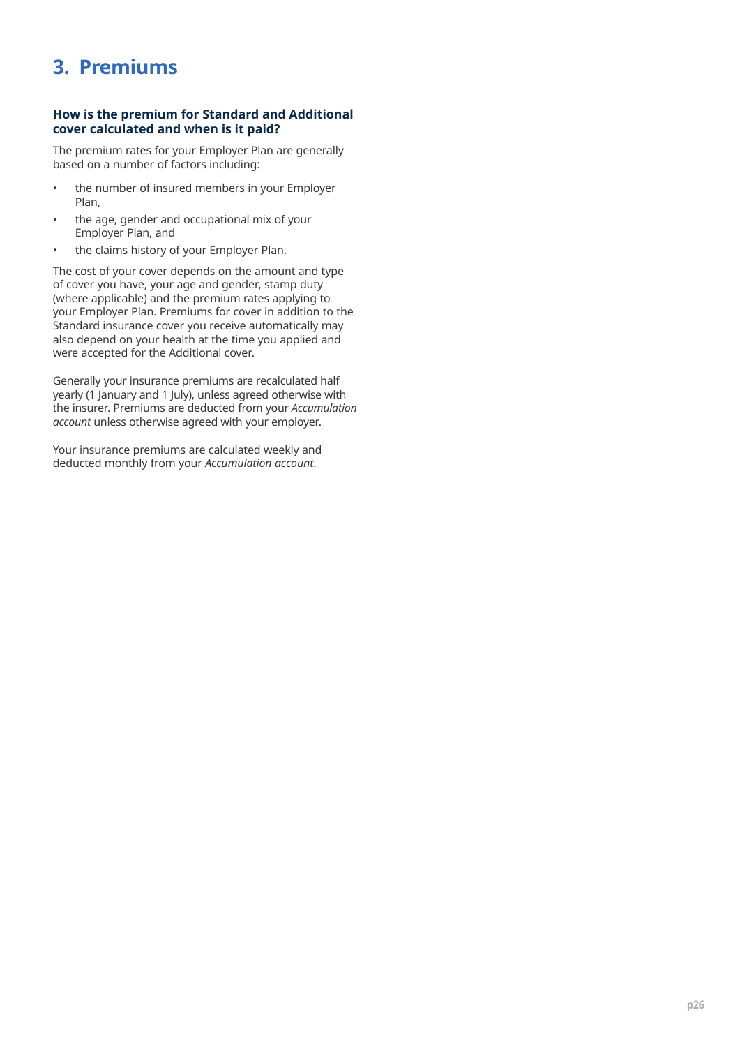# 3. Premiums

### How is the premium for Standard and Additional cover calculated and when is it paid?

The premium rates for your Employer Plan are generally based on a number of factors including:

- the number of insured members in your Employer Plan,
- the age, gender and occupational mix of your Employer Plan, and
- the claims history of your Employer Plan.

The cost of your cover depends on the amount and type of cover you have, your age and gender, stamp duty (where applicable) and the premium rates applying to your Employer Plan. Premiums for cover in addition to the Standard insurance cover you receive automatically may also depend on your health at the time you applied and were accepted for the Additional cover.

Generally your insurance premiums are recalculated half yearly (1 January and 1 July), unless agreed otherwise with the insurer. Premiums are deducted from your *Accumulation account* unless otherwise agreed with your employer.

Your insurance premiums are calculated weekly and deducted monthly from your *Accumulation account*.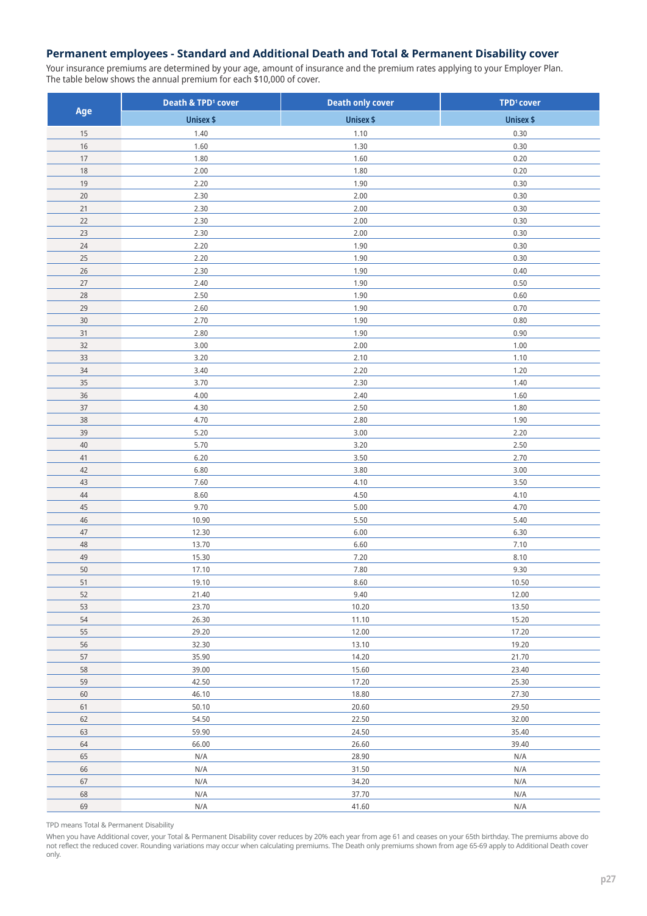## Permanent employees - Standard and Additional Death and Total & Permanent Disability cover

Your insurance premiums are determined by your age, amount of insurance and the premium rates applying to your Employer Plan. The table below shows the annual premium for each $10,000 of cover.

| Age | Death & TPD[1] cover | Death only cover | TPD[1] cover |
|---|---|---|---|
| | Unisex $ | Unisex $ | Unisex $ |
| 15 | 1.40 | 1.10 | 0.30 |
| 16 | 1.60 | 1.30 | 0.30 |
| 17 | 1.80 | 1.60 | 0.20 |
| 18 | 2.00 | 1.80 | 0.20 |
| 19 | 2.20 | 1.90 | 0.30 |
| 20 | 2.30 | 2.00 | 0.30 |
| 21 | 2.30 | 2.00 | 0.30 |
| 22 | 2.30 | 2.00 | 0.30 |
| 23 | 2.30 | 2.00 | 0.30 |
| 24 | 2.20 | 1.90 | 0.30 |
| 25 | 2.20 | 1.90 | 0.30 |
| 26 | 2.30 | 1.90 | 0.40 |
| 27 | 2.40 | 1.90 | 0.50 |
| 28 | 2.50 | 1.90 | 0.60 |
| 29 | 2.60 | 1.90 | 0.70 |
| 30 | 2.70 | 1.90 | 0.80 |
| 31 | 2.80 | 1.90 | 0.90 |
| 32 | 3.00 | 2.00 | 1.00 |
| 33 | 3.20 | 2.10 | 1.10 |
| 34 | 3.40 | 2.20 | 1.20 |
| 35 | 3.70 | 2.30 | 1.40 |
| 36 | 4.00 | 2.40 | 1.60 |
| 37 | 4.30 | 2.50 | 1.80 |
| 38 | 4.70 | 2.80 | 1.90 |
| 39 | 5.20 | 3.00 | 2.20 |
| 40 | 5.70 | 3.20 | 2.50 |
| 41 | 6.20 | 3.50 | 2.70 |
| 42 | 6.80 | 3.80 | 3.00 |
| 43 | 7.60 | 4.10 | 3.50 |
| 44 | 8.60 | 4.50 | 4.10 |
| 45 | 9.70 | 5.00 | 4.70 |
| 46 | 10.90 | 5.50 | 5.40 |
| 47 | 12.30 | 6.00 | 6.30 |
| 48 | 13.70 | 6.60 | 7.10 |
| 49 | 15.30 | 7.20 | 8.10 |
| 50 | 17.10 | 7.80 | 9.30 |
| 51 | 19.10 | 8.60 | 10.50 |
| 52 | 21.40 | 9.40 | 12.00 |
| 53 | 23.70 | 10.20 | 13.50 |
| 54 | 26.30 | 11.10 | 15.20 |
| 55 | 29.20 | 12.00 | 17.20 |
| 56 | 32.30 | 13.10 | 19.20 |
| 57 | 35.90 | 14.20 | 21.70 |
| 58 | 39.00 | 15.60 | 23.40 |
| 59 | 42.50 | 17.20 | 25.30 |
| 60 | 46.10 | 18.80 | 27.30 |
| 61 | 50.10 | 20.60 | 29.50 |
| 62 | 54.50 | 22.50 | 32.00 |
| 63 | 59.90 | 24.50 | 35.40 |
| 64 | 66.00 | 26.60 | 39.40 |
| 65 | N/A | 28.90 | N/A |
| 66 | N/A | 31.50 | N/A |
| 67 | N/A | 34.20 | N/A |
| 68 | N/A | 37.70 | N/A |
| 69 | N/A | 41.60 | N/A |

TPD means Total & Permanent Disability

When you have Additional cover, your Total & Permanent Disability cover reduces by 20% each year from age 61 and ceases on your 65th birthday. The premiums above do not reflect the reduced cover. Rounding variations may occur when calculating premiums. The Death only premiums shown from age 65-69 apply to Additional Death cover only.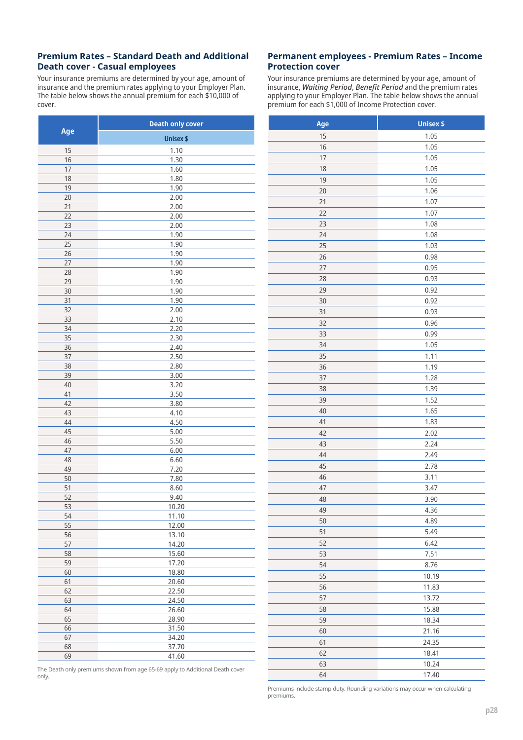## Premium Rates – Standard Death and Additional Death cover - Casual employees

Your insurance premiums are determined by your age, amount of insurance and the premium rates applying to your Employer Plan. The table below shows the annual premium for each $10,000 of cover.

| Age | Death only cover |
|---|---|
| | Unisex $ |
| 15 | 1.10 |
| 16 | 1.30 |
| 17 | 1.60 |
| 18 | 1.80 |
| 19 | 1.90 |
| 20 | 2.00 |
| 21 | 2.00 |
| 22 | 2.00 |
| 23 | 2.00 |
| 24 | 1.90 |
| 25 | 1.90 |
| 26 | 1.90 |
| 27 | 1.90 |
| 28 | 1.90 |
| 29 | 1.90 |
| 30 | 1.90 |
| 31 | 1.90 |
| 32 | 2.00 |
| 33 | 2.10 |
| 34 | 2.20 |
| 35 | 2.30 |
| 36 | 2.40 |
| 37 | 2.50 |
| 38 | 2.80 |
| 39 | 3.00 |
| 40 | 3.20 |
| 41 | 3.50 |
| 42 | 3.80 |
| 43 | 4.10 |
| 44 | 4.50 |
| 45 | 5.00 |
| 46 | 5.50 |
| 47 | 6.00 |
| 48 | 6.60 |
| 49 | 7.20 |
| 50 | 7.80 |
| 51 | 8.60 |
| 52 | 9.40 |
| 53 | 10.20 |
| 54 | 11.10 |
| 55 | 12.00 |
| 56 | 13.10 |
| 57 | 14.20 |
| 58 | 15.60 |
| 59 | 17.20 |
| 60 | 18.80 |
| 61 | 20.60 |
| 62 | 22.50 |
| 63 | 24.50 |
| 64 | 26.60 |
| 65 | 28.90 |
| 66 | 31.50 |
| 67 | 34.20 |
| 68 | 37.70 |
| 69 | 41.60 |

The Death only premiums shown from age 65-69 apply to Additional Death cover only.

## Permanent employees - Premium Rates – Income Protection cover

Your insurance premiums are determined by your age, amount of insurance, *Waiting Period*, *Benefit Period* and the premium rates applying to your Employer Plan. The table below shows the annual premium for each $1,000 of Income Protection cover.

| Age | Unisex $ |
|---|---|
| 15 | 1.05 |
| 16 | 1.05 |
| 17 | 1.05 |
| 18 | 1.05 |
| 19 | 1.05 |
| 20 | 1.06 |
| 21 | 1.07 |
| 22 | 1.07 |
| 23 | 1.08 |
| 24 | 1.08 |
| 25 | 1.03 |
| 26 | 0.98 |
| 27 | 0.95 |
| 28 | 0.93 |
| 29 | 0.92 |
| 30 | 0.92 |
| 31 | 0.93 |
| 32 | 0.96 |
| 33 | 0.99 |
| 34 | 1.05 |
| 35 | 1.11 |
| 36 | 1.19 |
| 37 | 1.28 |
| 38 | 1.39 |
| 39 | 1.52 |
| 40 | 1.65 |
| 41 | 1.83 |
| 42 | 2.02 |
| 43 | 2.24 |
| 44 | 2.49 |
| 45 | 2.78 |
| 46 | 3.11 |
| 47 | 3.47 |
| 48 | 3.90 |
| 49 | 4.36 |
| 50 | 4.89 |
| 51 | 5.49 |
| 52 | 6.42 |
| 53 | 7.51 |
| 54 | 8.76 |
| 55 | 10.19 |
| 56 | 11.83 |
| 57 | 13.72 |
| 58 | 15.88 |
| 59 | 18.34 |
| 60 | 21.16 |
| 61 | 24.35 |
| 62 | 18.41 |
| 63 | 10.24 |
| 64 | 17.40 |

Premiums include stamp duty. Rounding variations may occur when calculating premiums.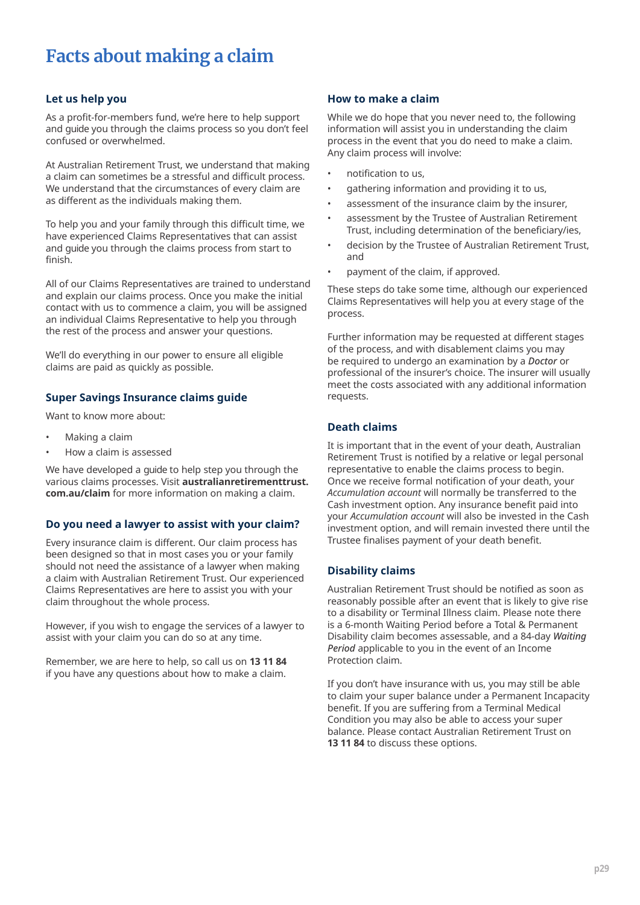# Facts about making a claim

## Let us help you

As a profit-for-members fund, we're here to help support and guide you through the claims process so you don't feel confused or overwhelmed.

At Australian Retirement Trust, we understand that making a claim can sometimes be a stressful and difficult process. We understand that the circumstances of every claim are as different as the individuals making them.

To help you and your family through this difficult time, we have experienced Claims Representatives that can assist and guide you through the claims process from start to finish.

All of our Claims Representatives are trained to understand and explain our claims process. Once you make the initial contact with us to commence a claim, you will be assigned an individual Claims Representative to help you through the rest of the process and answer your questions.

We'll do everything in our power to ensure all eligible claims are paid as quickly as possible.

## Super Savings Insurance claims guide

Want to know more about:

- Making a claim
- How a claim is assessed

We have developed a guide to help step you through the various claims processes. Visit **australianretirementtrust.com.au/claim** for more information on making a claim.

## Do you need a lawyer to assist with your claim?

Every insurance claim is different. Our claim process has been designed so that in most cases you or your family should not need the assistance of a lawyer when making a claim with Australian Retirement Trust. Our experienced Claims Representatives are here to assist you with your claim throughout the whole process.

However, if you wish to engage the services of a lawyer to assist with your claim you can do so at any time.

Remember, we are here to help, so call us on **13 11 84** if you have any questions about how to make a claim.

## How to make a claim

While we do hope that you never need to, the following information will assist you in understanding the claim process in the event that you do need to make a claim. Any claim process will involve:

- notification to us,
- gathering information and providing it to us,
- assessment of the insurance claim by the insurer,
- assessment by the Trustee of Australian Retirement Trust, including determination of the beneficiary/ies,
- decision by the Trustee of Australian Retirement Trust, and
- payment of the claim, if approved.

These steps do take some time, although our experienced Claims Representatives will help you at every stage of the process.

Further information may be requested at different stages of the process, and with disablement claims you may be required to undergo an examination by a *Doctor* or professional of the insurer's choice. The insurer will usually meet the costs associated with any additional information requests.

## Death claims

It is important that in the event of your death, Australian Retirement Trust is notified by a relative or legal personal representative to enable the claims process to begin. Once we receive formal notification of your death, your *Accumulation account* will normally be transferred to the Cash investment option. Any insurance benefit paid into your *Accumulation account* will also be invested in the Cash investment option, and will remain invested there until the Trustee finalises payment of your death benefit.

## Disability claims

Australian Retirement Trust should be notified as soon as reasonably possible after an event that is likely to give rise to a disability or Terminal Illness claim. Please note there is a 6-month Waiting Period before a Total & Permanent Disability claim becomes assessable, and a 84-day *Waiting Period* applicable to you in the event of an Income Protection claim.

If you don't have insurance with us, you may still be able to claim your super balance under a Permanent Incapacity benefit. If you are suffering from a Terminal Medical Condition you may also be able to access your super balance. Please contact Australian Retirement Trust on **13 11 84** to discuss these options.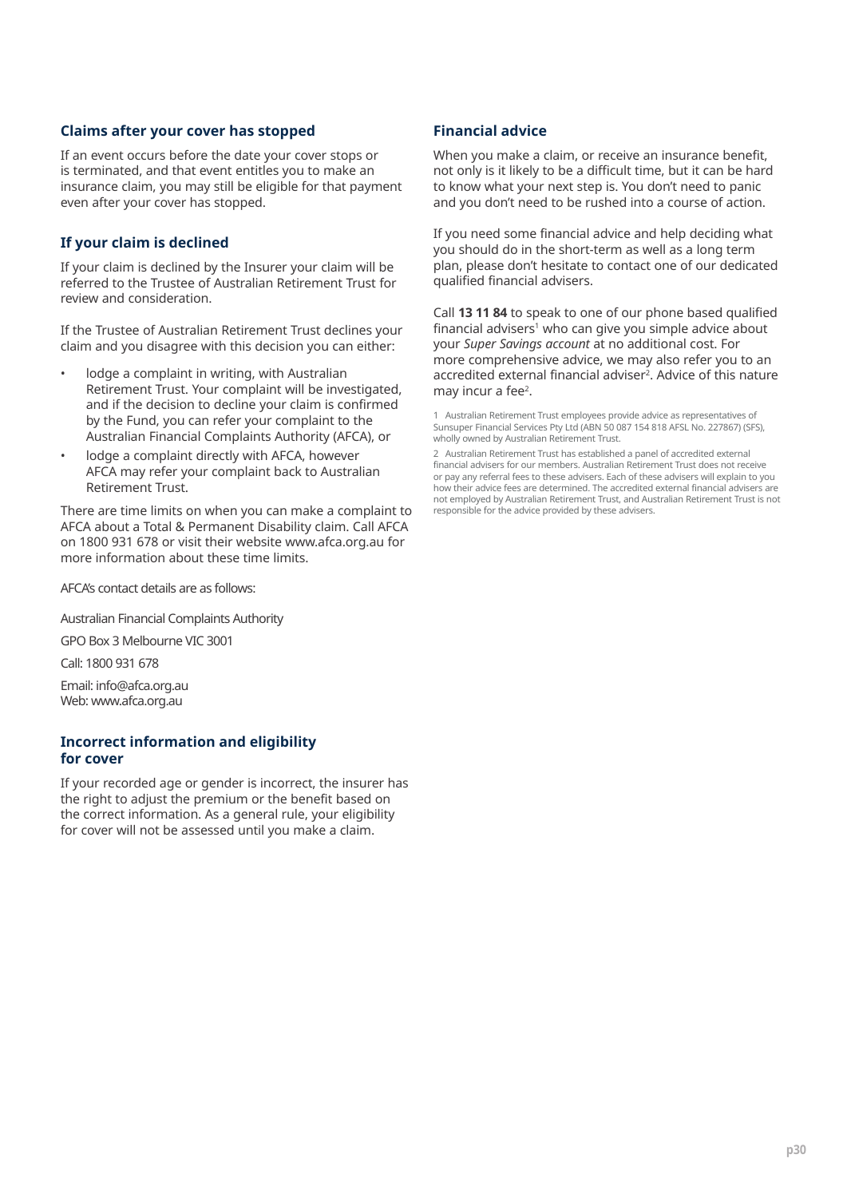### Claims after your cover has stopped

If an event occurs before the date your cover stops or is terminated, and that event entitles you to make an insurance claim, you may still be eligible for that payment even after your cover has stopped.

### If your claim is declined

If your claim is declined by the Insurer your claim will be referred to the Trustee of Australian Retirement Trust for review and consideration.

If the Trustee of Australian Retirement Trust declines your claim and you disagree with this decision you can either:

- lodge a complaint in writing, with Australian Retirement Trust. Your complaint will be investigated, and if the decision to decline your claim is confirmed by the Fund, you can refer your complaint to the Australian Financial Complaints Authority (AFCA), or
- lodge a complaint directly with AFCA, however AFCA may refer your complaint back to Australian Retirement Trust.

There are time limits on when you can make a complaint to AFCA about a Total & Permanent Disability claim. Call AFCA on 1800 931 678 or visit their website www.afca.org.au for more information about these time limits.

AFCA's contact details are as follows:

Australian Financial Complaints Authority

GPO Box 3 Melbourne VIC 3001

Call: 1800 931 678

Email: info@afca.org.au
Web: www.afca.org.au

### Incorrect information and eligibility for cover

If your recorded age or gender is incorrect, the insurer has the right to adjust the premium or the benefit based on the correct information. As a general rule, your eligibility for cover will not be assessed until you make a claim.

### Financial advice

When you make a claim, or receive an insurance benefit, not only is it likely to be a difficult time, but it can be hard to know what your next step is. You don't need to panic and you don't need to be rushed into a course of action.

If you need some financial advice and help deciding what you should do in the short-term as well as a long term plan, please don't hesitate to contact one of our dedicated qualified financial advisers.

Call **13 11 84** to speak to one of our phone based qualified financial advisers[1] who can give you simple advice about your *Super Savings account* at no additional cost. For more comprehensive advice, we may also refer you to an accredited external financial adviser[2]. Advice of this nature may incur a fee[2].

1 Australian Retirement Trust employees provide advice as representatives of Sunsuper Financial Services Pty Ltd (ABN 50 087 154 818 AFSL No. 227867) (SFS), wholly owned by Australian Retirement Trust.

2 Australian Retirement Trust has established a panel of accredited external financial advisers for our members. Australian Retirement Trust does not receive or pay any referral fees to these advisers. Each of these advisers will explain to you how their advice fees are determined. The accredited external financial advisers are not employed by Australian Retirement Trust, and Australian Retirement Trust is not responsible for the advice provided by these advisers.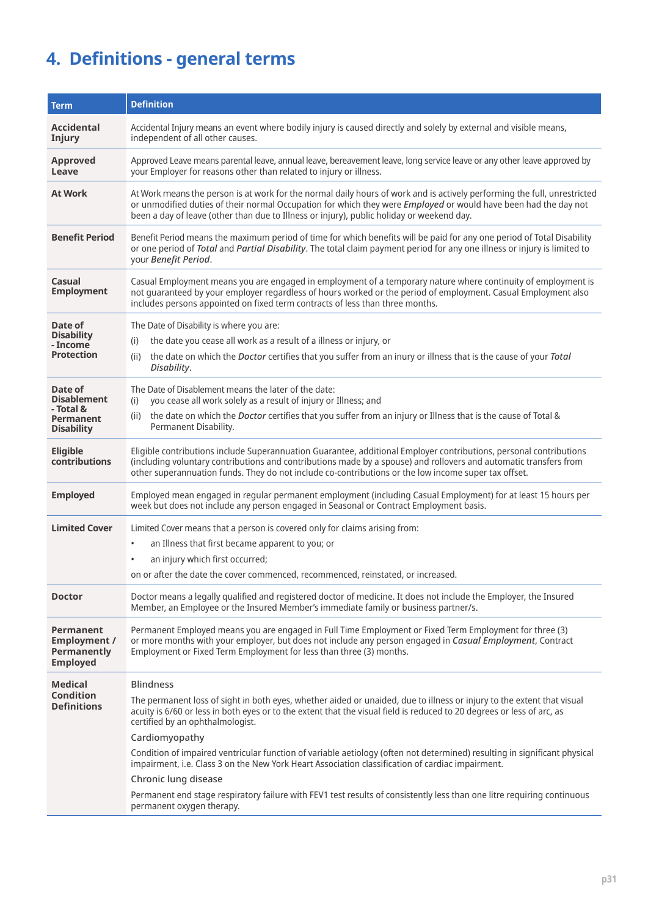# 4. Definitions - general terms

| Term | Definition |
|---|---|
| **Accidental Injury** | Accidental Injury means an event where bodily injury is caused directly and solely by external and visible means, independent of all other causes. |
| **Approved Leave** | Approved Leave means parental leave, annual leave, bereavement leave, long service leave or any other leave approved by your Employer for reasons other than related to injury or illness. |
| **At Work** | At Work means the person is at work for the normal daily hours of work and is actively performing the full, unrestricted or unmodified duties of their normal Occupation for which they were ***Employed*** or would have been had the day not been a day of leave (other than due to Illness or injury), public holiday or weekend day. |
| **Benefit Period** | Benefit Period means the maximum period of time for which benefits will be paid for any one period of Total Disability or one period of ***Total*** and ***Partial Disability***. The total claim payment period for any one illness or injury is limited to your ***Benefit Period***. |
| **Casual Employment** | Casual Employment means you are engaged in employment of a temporary nature where continuity of employment is not guaranteed by your employer regardless of hours worked or the period of employment. Casual Employment also includes persons appointed on fixed term contracts of less than three months. |
| **Date of Disability - Income Protection** | The Date of Disability is where you are:<br>(i) the date you cease all work as a result of a illness or injury, or<br>(ii) the date on which the ***Doctor*** certifies that you suffer from an inury or illness that is the cause of your ***Total Disability***. |
| **Date of Disablement - Total & Permanent Disability** | The Date of Disablement means the later of the date:<br>(i) you cease all work solely as a result of injury or Illness; and<br>(ii) the date on which the ***Doctor*** certifies that you suffer from an injury or Illness that is the cause of Total & Permanent Disability. |
| **Eligible contributions** | Eligible contributions include Superannuation Guarantee, additional Employer contributions, personal contributions (including voluntary contributions and contributions made by a spouse) and rollovers and automatic transfers from other superannuation funds. They do not include co-contributions or the low income super tax offset. |
| **Employed** | Employed mean engaged in regular permanent employment (including Casual Employment) for at least 15 hours per week but does not include any person engaged in Seasonal or Contract Employment basis. |
| **Limited Cover** | Limited Cover means that a person is covered only for claims arising from:<br>• an Illness that first became apparent to you; or<br>• an injury which first occurred;<br>on or after the date the cover commenced, recommenced, reinstated, or increased. |
| **Doctor** | Doctor means a legally qualified and registered doctor of medicine. It does not include the Employer, the Insured Member, an Employee or the Insured Member's immediate family or business partner/s. |
| **Permanent Employment / Permanently Employed** | Permanent Employed means you are engaged in Full Time Employment or Fixed Term Employment for three (3) or more months with your employer, but does not include any person engaged in ***Casual Employment***, Contract Employment or Fixed Term Employment for less than three (3) months. |
| **Medical Condition Definitions** | Blindness<br>The permanent loss of sight in both eyes, whether aided or unaided, due to illness or injury to the extent that visual acuity is 6/60 or less in both eyes or to the extent that the visual field is reduced to 20 degrees or less of arc, as certified by an ophthalmologist.<br>Cardiomyopathy<br>Condition of impaired ventricular function of variable aetiology (often not determined) resulting in significant physical impairment, i.e. Class 3 on the New York Heart Association classification of cardiac impairment.<br>Chronic lung disease<br>Permanent end stage respiratory failure with FEV1 test results of consistently less than one litre requiring continuous permanent oxygen therapy. |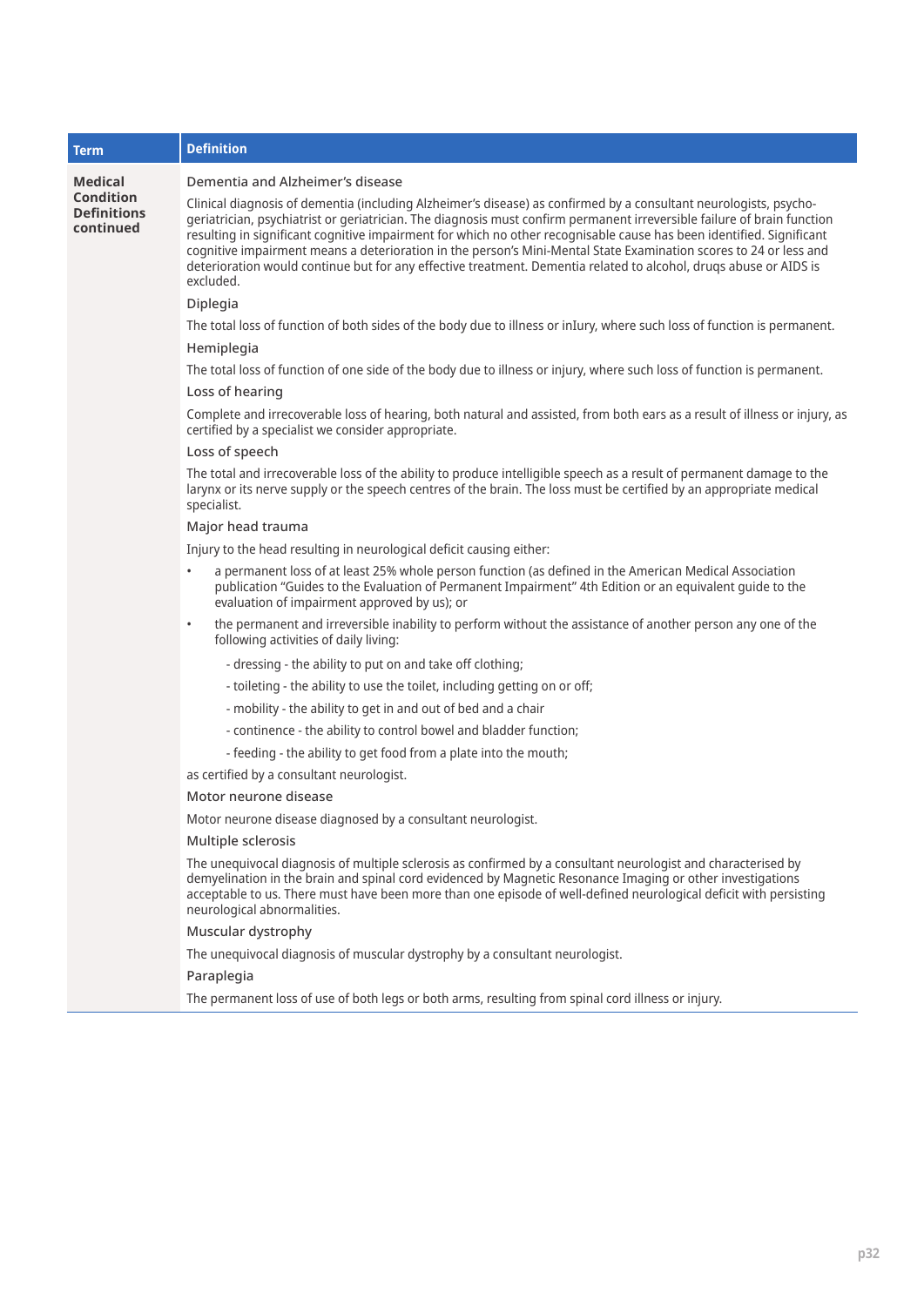| Term | Definition |
|---|---|
| **Medical Condition Definitions continued** | Dementia and Alzheimer's disease<br><br>Clinical diagnosis of dementia (including Alzheimer's disease) as confirmed by a consultant neurologists, psycho-geriatrician, psychiatrist or geriatrician. The diagnosis must confirm permanent irreversible failure of brain function resulting in significant cognitive impairment for which no other recognisable cause has been identified. Significant cognitive impairment means a deterioration in the person's Mini-Mental State Examination scores to 24 or less and deterioration would continue but for any effective treatment. Dementia related to alcohol, druqs abuse or AIDS is excluded.<br><br>Diplegia<br><br>The total loss of function of both sides of the body due to illness or inIury, where such loss of function is permanent.<br><br>Hemiplegia<br><br>The total loss of function of one side of the body due to illness or injury, where such loss of function is permanent.<br><br>Loss of hearing<br><br>Complete and irrecoverable loss of hearing, both natural and assisted, from both ears as a result of illness or injury, as certified by a specialist we consider appropriate.<br><br>Loss of speech<br><br>The total and irrecoverable loss of the ability to produce intelligible speech as a result of permanent damage to the larynx or its nerve supply or the speech centres of the brain. The loss must be certified by an appropriate medical specialist.<br><br>Major head trauma<br><br>Injury to the head resulting in neurological deficit causing either:<br><br>• a permanent loss of at least 25% whole person function (as defined in the American Medical Association publication "Guides to the Evaluation of Permanent Impairment" 4th Edition or an equivalent guide to the evaluation of impairment approved by us); or<br>• the permanent and irreversible inability to perform without the assistance of another person any one of the following activities of daily living:<br>- dressing - the ability to put on and take off clothing;<br>- toileting - the ability to use the toilet, including getting on or off;<br>- mobility - the ability to get in and out of bed and a chair<br>- continence - the ability to control bowel and bladder function;<br>- feeding - the ability to get food from a plate into the mouth;<br><br>as certified by a consultant neurologist.<br><br>Motor neurone disease<br><br>Motor neurone disease diagnosed by a consultant neurologist.<br><br>Multiple sclerosis<br><br>The unequivocal diagnosis of multiple sclerosis as confirmed by a consultant neurologist and characterised by demyelination in the brain and spinal cord evidenced by Magnetic Resonance Imaging or other investigations acceptable to us. There must have been more than one episode of well-defined neurological deficit with persisting neurological abnormalities.<br><br>Muscular dystrophy<br><br>The unequivocal diagnosis of muscular dystrophy by a consultant neurologist.<br><br>Paraplegia<br><br>The permanent loss of use of both legs or both arms, resulting from spinal cord illness or injury. |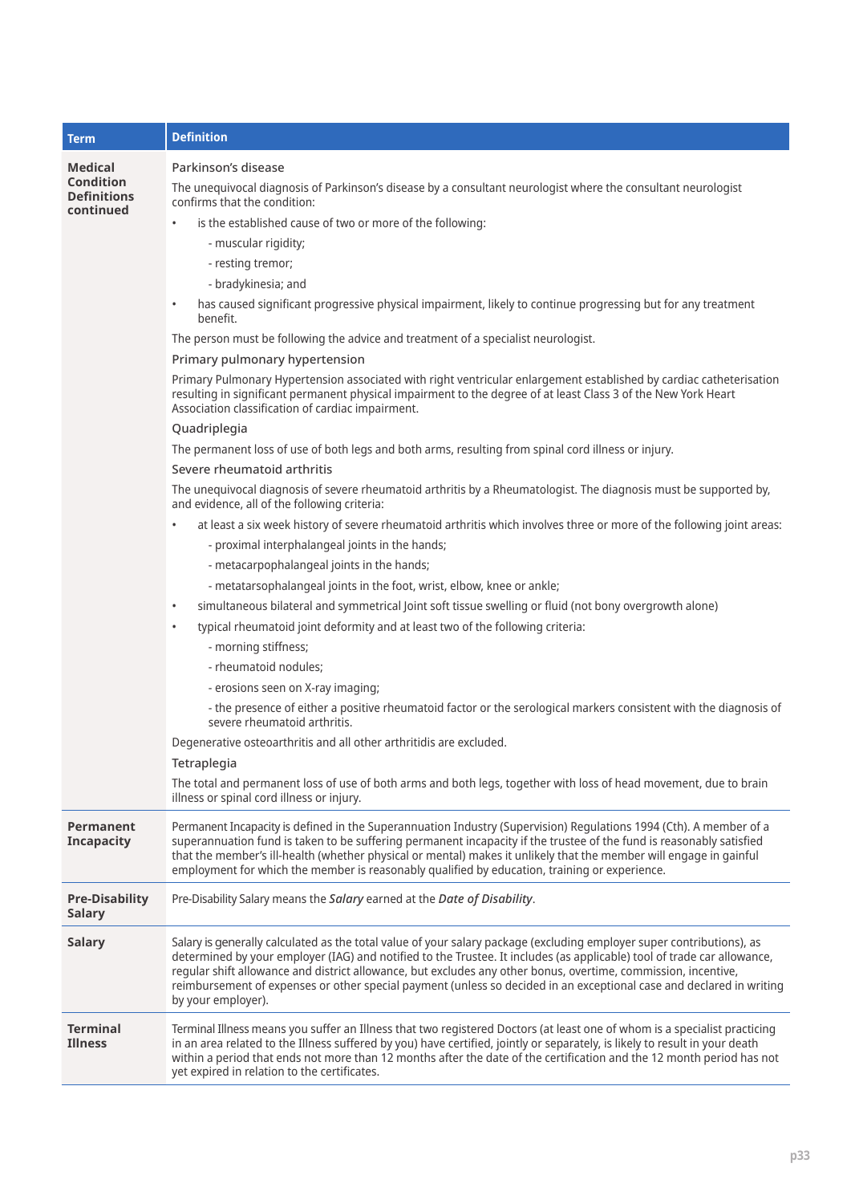| Term | Definition |
| --- | --- |
| **Medical Condition Definitions continued** | Parkinson's disease<br><br>The unequivocal diagnosis of Parkinson's disease by a consultant neurologist where the consultant neurologist confirms that the condition:<br><br>• is the established cause of two or more of the following:<br>- muscular rigidity;<br>- resting tremor;<br>- bradykinesia; and<br>• has caused significant progressive physical impairment, likely to continue progressing but for any treatment benefit.<br><br>The person must be following the advice and treatment of a specialist neurologist.<br><br>Primary pulmonary hypertension<br><br>Primary Pulmonary Hypertension associated with right ventricular enlargement established by cardiac catheterisation resulting in significant permanent physical impairment to the degree of at least Class 3 of the New York Heart Association classification of cardiac impairment.<br><br>Quadriplegia<br><br>The permanent loss of use of both legs and both arms, resulting from spinal cord illness or injury.<br><br>Severe rheumatoid arthritis<br><br>The unequivocal diagnosis of severe rheumatoid arthritis by a Rheumatologist. The diagnosis must be supported by, and evidence, all of the following criteria:<br><br>• at least a six week history of severe rheumatoid arthritis which involves three or more of the following joint areas:<br>- proximal interphalangeal joints in the hands;<br>- metacarpophalangeal joints in the hands;<br>- metatarsophalangeal joints in the foot, wrist, elbow, knee or ankle;<br>• simultaneous bilateral and symmetrical Joint soft tissue swelling or fluid (not bony overgrowth alone)<br>• typical rheumatoid joint deformity and at least two of the following criteria:<br>- morning stiffness;<br>- rheumatoid nodules;<br>- erosions seen on X-ray imaging;<br>- the presence of either a positive rheumatoid factor or the serological markers consistent with the diagnosis of severe rheumatoid arthritis.<br><br>Degenerative osteoarthritis and all other arthritidis are excluded.<br><br>Tetraplegia<br><br>The total and permanent loss of use of both arms and both legs, together with loss of head movement, due to brain illness or spinal cord illness or injury. |
| **Permanent Incapacity** | Permanent Incapacity is defined in the Superannuation Industry (Supervision) Regulations 1994 (Cth). A member of a superannuation fund is taken to be suffering permanent incapacity if the trustee of the fund is reasonably satisfied that the member's ill-health (whether physical or mental) makes it unlikely that the member will engage in gainful employment for which the member is reasonably qualified by education, training or experience. |
| **Pre-Disability Salary** | Pre-Disability Salary means the ***Salary*** earned at the ***Date of Disability***. |
| **Salary** | Salary is generally calculated as the total value of your salary package (excluding employer super contributions), as determined by your employer (IAG) and notified to the Trustee. It includes (as applicable) tool of trade car allowance, regular shift allowance and district allowance, but excludes any other bonus, overtime, commission, incentive, reimbursement of expenses or other special payment (unless so decided in an exceptional case and declared in writing by your employer). |
| **Terminal Illness** | Terminal Illness means you suffer an Illness that two registered Doctors (at least one of whom is a specialist practicing in an area related to the Illness suffered by you) have certified, jointly or separately, is likely to result in your death within a period that ends not more than 12 months after the date of the certification and the 12 month period has not yet expired in relation to the certificates. |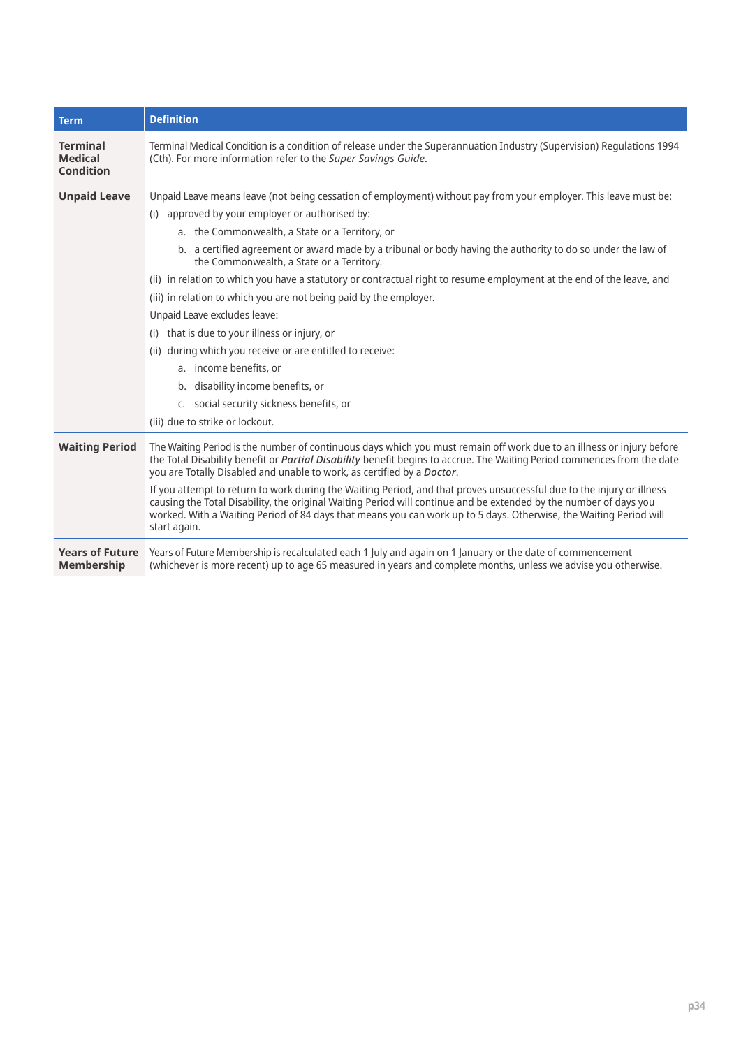| Term | Definition |
|---|---|
| **Terminal Medical Condition** | Terminal Medical Condition is a condition of release under the Superannuation Industry (Supervision) Regulations 1994 (Cth). For more information refer to the *Super Savings Guide*. |
| **Unpaid Leave** | Unpaid Leave means leave (not being cessation of employment) without pay from your employer. This leave must be:<br>(i) approved by your employer or authorised by:<br>a. the Commonwealth, a State or a Territory, or<br>b. a certified agreement or award made by a tribunal or body having the authority to do so under the law of the Commonwealth, a State or a Territory.<br>(ii) in relation to which you have a statutory or contractual right to resume employment at the end of the leave, and<br>(iii) in relation to which you are not being paid by the employer.<br>Unpaid Leave excludes leave:<br>(i) that is due to your illness or injury, or<br>(ii) during which you receive or are entitled to receive:<br>a. income benefits, or<br>b. disability income benefits, or<br>c. social security sickness benefits, or<br>(iii) due to strike or lockout. |
| **Waiting Period** | The Waiting Period is the number of continuous days which you must remain off work due to an illness or injury before the Total Disability benefit or ***Partial Disability*** benefit begins to accrue. The Waiting Period commences from the date you are Totally Disabled and unable to work, as certified by a ***Doctor***.<br>If you attempt to return to work during the Waiting Period, and that proves unsuccessful due to the injury or illness causing the Total Disability, the original Waiting Period will continue and be extended by the number of days you worked. With a Waiting Period of 84 days that means you can work up to 5 days. Otherwise, the Waiting Period will start again. |
| **Years of Future Membership** | Years of Future Membership is recalculated each 1 July and again on 1 January or the date of commencement (whichever is more recent) up to age 65 measured in years and complete months, unless we advise you otherwise. |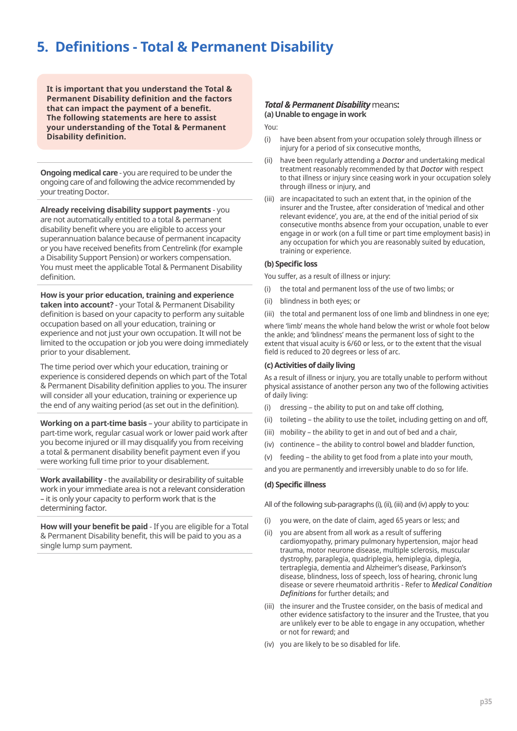# 5. Definitions - Total & Permanent Disability

**It is important that you understand the Total & Permanent Disability definition and the factors that can impact the payment of a benefit. The following statements are here to assist your understanding of the Total & Permanent Disability definition.**

**Ongoing medical care** - you are required to be under the ongoing care of and following the advice recommended by your treating Doctor.

**Already receiving disability support payments** - you are not automatically entitled to a total & permanent disability benefit where you are eligible to access your superannuation balance because of permanent incapacity or you have received benefits from Centrelink (for example a Disability Support Pension) or workers compensation. You must meet the applicable Total & Permanent Disability definition.

**How is your prior education, training and experience taken into account?** - your Total & Permanent Disability definition is based on your capacity to perform any suitable occupation based on all your education, training or experience and not just your own occupation. It will not be limited to the occupation or job you were doing immediately prior to your disablement.

The time period over which your education, training or experience is considered depends on which part of the Total & Permanent Disability definition applies to you. The insurer will consider all your education, training or experience up the end of any waiting period (as set out in the definition).

**Working on a part-time basis** – your ability to participate in part-time work, regular casual work or lower paid work after you become injured or ill may disqualify you from receiving a total & permanent disability benefit payment even if you were working full time prior to your disablement.

**Work availability** - the availability or desirability of suitable work in your immediate area is not a relevant consideration – it is only your capacity to perform work that is the determining factor.

**How will your benefit be paid** - If you are eligible for a Total & Permanent Disability benefit, this will be paid to you as a single lump sum payment.

***Total & Permanent Disability*** means**:**

**(a) Unable to engage in work**

You:

(i) have been absent from your occupation solely through illness or injury for a period of six consecutive months,

(ii) have been regularly attending a ***Doctor*** and undertaking medical treatment reasonably recommended by that ***Doctor*** with respect to that illness or injury since ceasing work in your occupation solely through illness or injury, and

(iii) are incapacitated to such an extent that, in the opinion of the insurer and the Trustee, after consideration of 'medical and other relevant evidence', you are, at the end of the initial period of six consecutive months absence from your occupation, unable to ever engage in or work (on a full time or part time employment basis) in any occupation for which you are reasonably suited by education, training or experience.

**(b) Specific loss**

You suffer, as a result of illness or injury:

(i) the total and permanent loss of the use of two limbs; or

(ii) blindness in both eyes; or

(iii) the total and permanent loss of one limb and blindness in one eye;

where 'limb' means the whole hand below the wrist or whole foot below the ankle; and 'blindness' means the permanent loss of sight to the extent that visual acuity is 6/60 or less, or to the extent that the visual field is reduced to 20 degrees or less of arc.

**(c) Activities of daily living**

As a result of illness or injury, you are totally unable to perform without physical assistance of another person any two of the following activities of daily living:

(i) dressing – the ability to put on and take off clothing,

(ii) toileting – the ability to use the toilet, including getting on and off,

(iii) mobility – the ability to get in and out of bed and a chair,

(iv) continence – the ability to control bowel and bladder function,

(v) feeding – the ability to get food from a plate into your mouth,

and you are permanently and irreversibly unable to do so for life.

**(d) Specific illness**

All of the following sub-paragraphs (i), (ii), (iii) and (iv) apply to you:

(i) you were, on the date of claim, aged 65 years or less; and

(ii) you are absent from all work as a result of suffering cardiomyopathy, primary pulmonary hypertension, major head trauma, motor neurone disease, multiple sclerosis, muscular dystrophy, paraplegia, quadriplegia, hemiplegia, diplegia, tertraplegia, dementia and Alzheimer's disease, Parkinson's disease, blindness, loss of speech, loss of hearing, chronic lung disease or severe rheumatoid arthritis - Refer to ***Medical Condition Definitions*** for further details; and

(iii) the insurer and the Trustee consider, on the basis of medical and other evidence satisfactory to the insurer and the Trustee, that you are unlikely ever to be able to engage in any occupation, whether or not for reward; and

(iv) you are likely to be so disabled for life.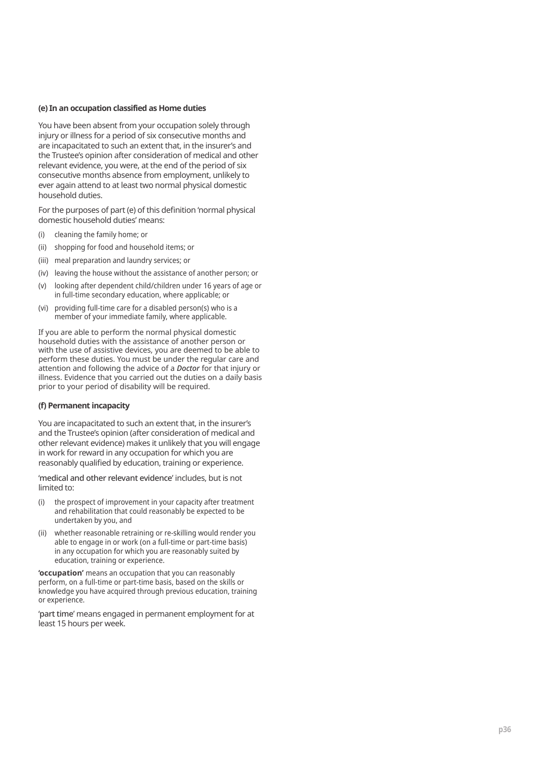**(e) In an occupation classified as Home duties**

You have been absent from your occupation solely through injury or illness for a period of six consecutive months and are incapacitated to such an extent that, in the insurer's and the Trustee's opinion after consideration of medical and other relevant evidence, you were, at the end of the period of six consecutive months absence from employment, unlikely to ever again attend to at least two normal physical domestic household duties.

For the purposes of part (e) of this definition 'normal physical domestic household duties' means:

(i) cleaning the family home; or

(ii) shopping for food and household items; or

(iii) meal preparation and laundry services; or

(iv) leaving the house without the assistance of another person; or

(v) looking after dependent child/children under 16 years of age or in full-time secondary education, where applicable; or

(vi) providing full-time care for a disabled person(s) who is a member of your immediate family, where applicable.

If you are able to perform the normal physical domestic household duties with the assistance of another person or with the use of assistive devices, you are deemed to be able to perform these duties. You must be under the regular care and attention and following the advice of a *Doctor* for that injury or illness. Evidence that you carried out the duties on a daily basis prior to your period of disability will be required.

**(f) Permanent incapacity**

You are incapacitated to such an extent that, in the insurer's and the Trustee's opinion (after consideration of medical and other relevant evidence) makes it unlikely that you will engage in work for reward in any occupation for which you are reasonably qualified by education, training or experience.

'medical and other relevant evidence' includes, but is not limited to:

(i) the prospect of improvement in your capacity after treatment and rehabilitation that could reasonably be expected to be undertaken by you, and

(ii) whether reasonable retraining or re-skilling would render you able to engage in or work (on a full-time or part-time basis) in any occupation for which you are reasonably suited by education, training or experience.

**'occupation'** means an occupation that you can reasonably perform, on a full-time or part-time basis, based on the skills or knowledge you have acquired through previous education, training or experience.

'part time' means engaged in permanent employment for at least 15 hours per week.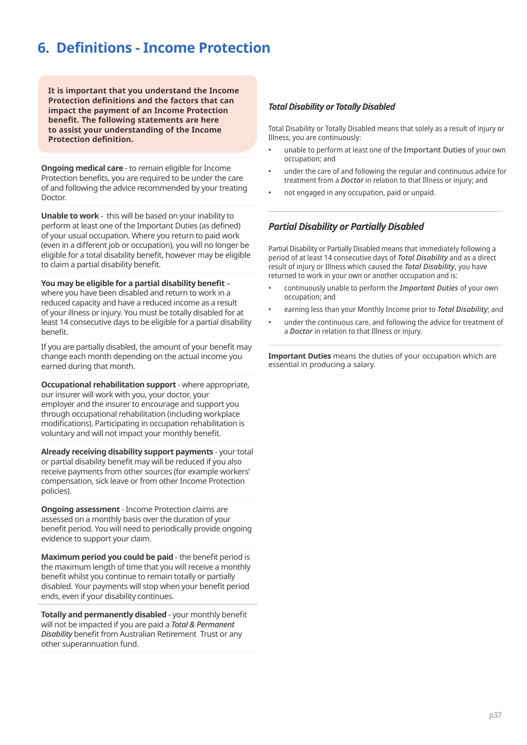# 6. Definitions - Income Protection

**It is important that you understand the Income Protection definitions and the factors that can impact the payment of an Income Protection benefit. The following statements are here to assist your understanding of the Income Protection definition.**

**Ongoing medical care** - to remain eligible for Income Protection benefits, you are required to be under the care of and following the advice recommended by your treating Doctor.

**Unable to work** - this will be based on your inability to perform at least one of the Important Duties (as defined) of your usual occupation. Where you return to paid work (even in a different job or occupation), you will no longer be eligible for a total disability benefit, however may be eligible to claim a partial disability benefit.

**You may be eligible for a partial disability benefit** – where you have been disabled and return to work in a reduced capacity and have a reduced income as a result of your illness or injury. You must be totally disabled for at least 14 consecutive days to be eligible for a partial disability benefit.

If you are partially disabled, the amount of your benefit may change each month depending on the actual income you earned during that month.

**Occupational rehabilitation support** - where appropriate, our insurer will work with you, your doctor, your employer and the insurer to encourage and support you through occupational rehabilitation (including workplace modifications). Participating in occupation rehabilitation is voluntary and will not impact your monthly benefit.

**Already receiving disability support payments** - your total or partial disability benefit may will be reduced if you also receive payments from other sources (for example workers' compensation, sick leave or from other Income Protection policies).

**Ongoing assessment** - Income Protection claims are assessed on a monthly basis over the duration of your benefit period. You will need to periodically provide ongoing evidence to support your claim.

**Maximum period you could be paid** - the benefit period is the maximum length of time that you will receive a monthly benefit whilst you continue to remain totally or partially disabled. Your payments will stop when your benefit period ends, even if your disability continues.

**Totally and permanently disabled** - your monthly benefit will not be impacted if you are paid a *Total & Permanent Disability* benefit from Australian Retirement Trust or any other superannuation fund.

### *Total Disability or Totally Disabled*

Total Disability or Totally Disabled means that solely as a result of injury or Illness, you are continuously:

- unable to perform at least one of the Important Duties of your own occupation; and
- under the care of and following the regular and continuous advice for treatment from a *Doctor* in relation to that Illness or injury; and
- not engaged in any occupation, paid or unpaid.

### *Partial Disability or Partially Disabled*

Partial Disability or Partially Disabled means that immediately following a period of at least 14 consecutive days of ***Total Disability*** and as a direct result of injury or Illness which caused the ***Total Disability***, you have returned to work in your own or another occupation and is:

- continuously unable to perform the ***Important Duties*** of your own occupation; and
- earning less than your Monthly Income prior to ***Total Disability***; and
- under the continuous care, and following the advice for treatment of a ***Doctor*** in relation to that Illness or injury.

**Important Duties** means the duties of your occupation which are essential in producing a salary.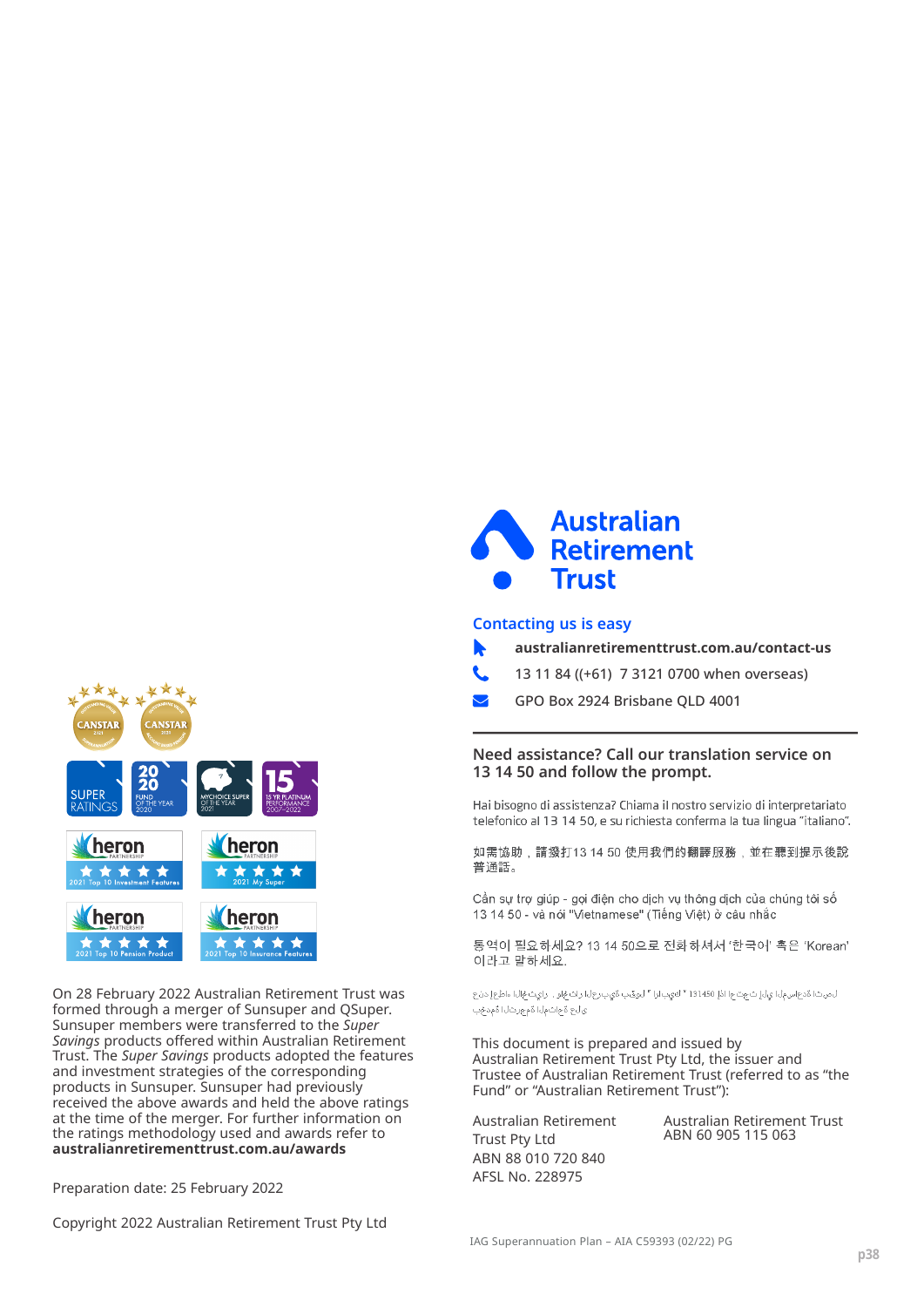On 28 February 2022 Australian Retirement Trust was formed through a merger of Sunsuper and QSuper. Sunsuper members were transferred to the *Super Savings* products offered within Australian Retirement Trust. The *Super Savings* products adopted the features and investment strategies of the corresponding products in Sunsuper. Sunsuper had previously received the above awards and held the above ratings at the time of the merger. For further information on the ratings methodology used and awards refer to **australianretirementtrust.com.au/awards**

Preparation date: 25 February 2022

Copyright 2022 Australian Retirement Trust Pty Ltd

Australian Retirement Trust

## Contacting us is easy

**australianretirementtrust.com.au/contact-us**

13 11 84 ((+61) 7 3121 0700 when overseas)

GPO Box 2924 Brisbane QLD 4001

## Need assistance? Call our translation service on 13 14 50 and follow the prompt.

Hai bisogno di assistenza? Chiama il nostro servizio di interpretariato telefonico al 13 14 50, e su richiesta conferma la tua lingua "italiano".

如需協助，請撥打13 14 50 使用我們的翻譯服務，並在聽到提示後說普通話。

Cần sự trợ giúp - gọi điện cho dịch vụ thông dịch của chúng tôi số 13 14 50 - và nói "Vietnamese" (Tiếng Việt) ở câu nhắc

통역이 필요하세요? 13 14 50으로 전화하셔서 '한국어' 혹은 'Korean' 이라고 말하세요.

للحصول على المساعدة اتصل بخدمة الترجمة على الرقم 131450 وقل "Arabic" عند سماع الإشارة

This document is prepared and issued by Australian Retirement Trust Pty Ltd, the issuer and Trustee of Australian Retirement Trust (referred to as "the Fund" or "Australian Retirement Trust"):

Australian Retirement Trust Pty Ltd
ABN 88 010 720 840
AFSL No. 228975

Australian Retirement Trust
ABN 60 905 115 063

IAG Superannuation Plan – AIA C59393 (02/22) PG